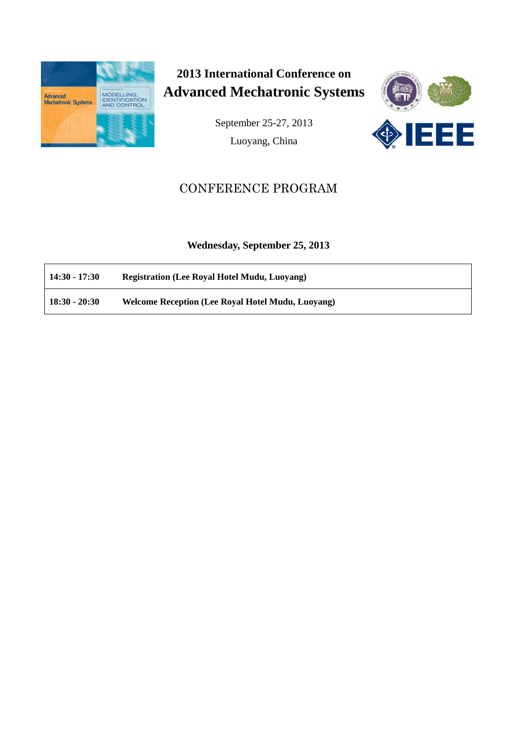# 2013 International Conference on Advanced Mechatronic Systems

September 25-27, 2013

Luoyang, China

## CONFERENCE PROGRAM

### Wednesday, September 25, 2013

| | |
|---|---|
| **14:30 - 17:30** | **Registration (Lee Royal Hotel Mudu, Luoyang)** |
| **18:30 - 20:30** | **Welcome Reception (Lee Royal Hotel Mudu, Luoyang)** |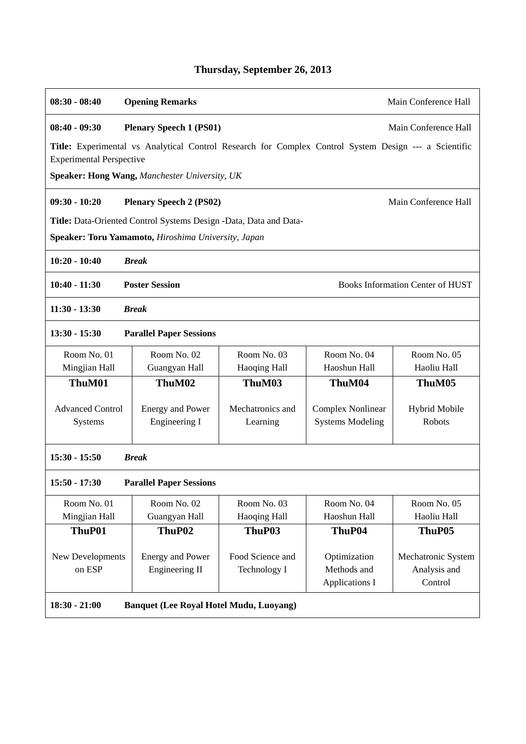## Thursday, September 26, 2013

**08:30 - 08:40** **Opening Remarks** Main Conference Hall

**08:40 - 09:30** **Plenary Speech 1 (PS01)** Main Conference Hall

**Title:** Experimental vs Analytical Control Research for Complex Control System Design --- a Scientific Experimental Perspective

**Speaker: Hong Wang,** *Manchester University, UK*

**09:30 - 10:20** **Plenary Speech 2 (PS02)** Main Conference Hall

**Title:** Data-Oriented Control Systems Design -Data, Data and Data-

**Speaker: Toru Yamamoto,** *Hiroshima University, Japan*

**10:20 - 10:40** ***Break***

**10:40 - 11:30** **Poster Session** Books Information Center of HUST

**11:30 - 13:30** ***Break***

**13:30 - 15:30** **Parallel Paper Sessions**

| Room No. 01 Mingjian Hall | Room No. 02 Guangyan Hall | Room No. 03 Haoqing Hall | Room No. 04 Haoshun Hall | Room No. 05 Haoliu Hall |
|---|---|---|---|---|
| **ThuM01** | **ThuM02** | **ThuM03** | **ThuM04** | **ThuM05** |
| Advanced Control Systems | Energy and Power Engineering I | Mechatronics and Learning | Complex Nonlinear Systems Modeling | Hybrid Mobile Robots |

**15:30 - 15:50** ***Break***

**15:50 - 17:30** **Parallel Paper Sessions**

| Room No. 01 Mingjian Hall | Room No. 02 Guangyan Hall | Room No. 03 Haoqing Hall | Room No. 04 Haoshun Hall | Room No. 05 Haoliu Hall |
|---|---|---|---|---|
| **ThuP01** | **ThuP02** | **ThuP03** | **ThuP04** | **ThuP05** |
| New Developments on ESP | Energy and Power Engineering II | Food Science and Technology I | Optimization Methods and Applications I | Mechatronic System Analysis and Control |

**18:30 - 21:00** **Banquet (Lee Royal Hotel Mudu, Luoyang)**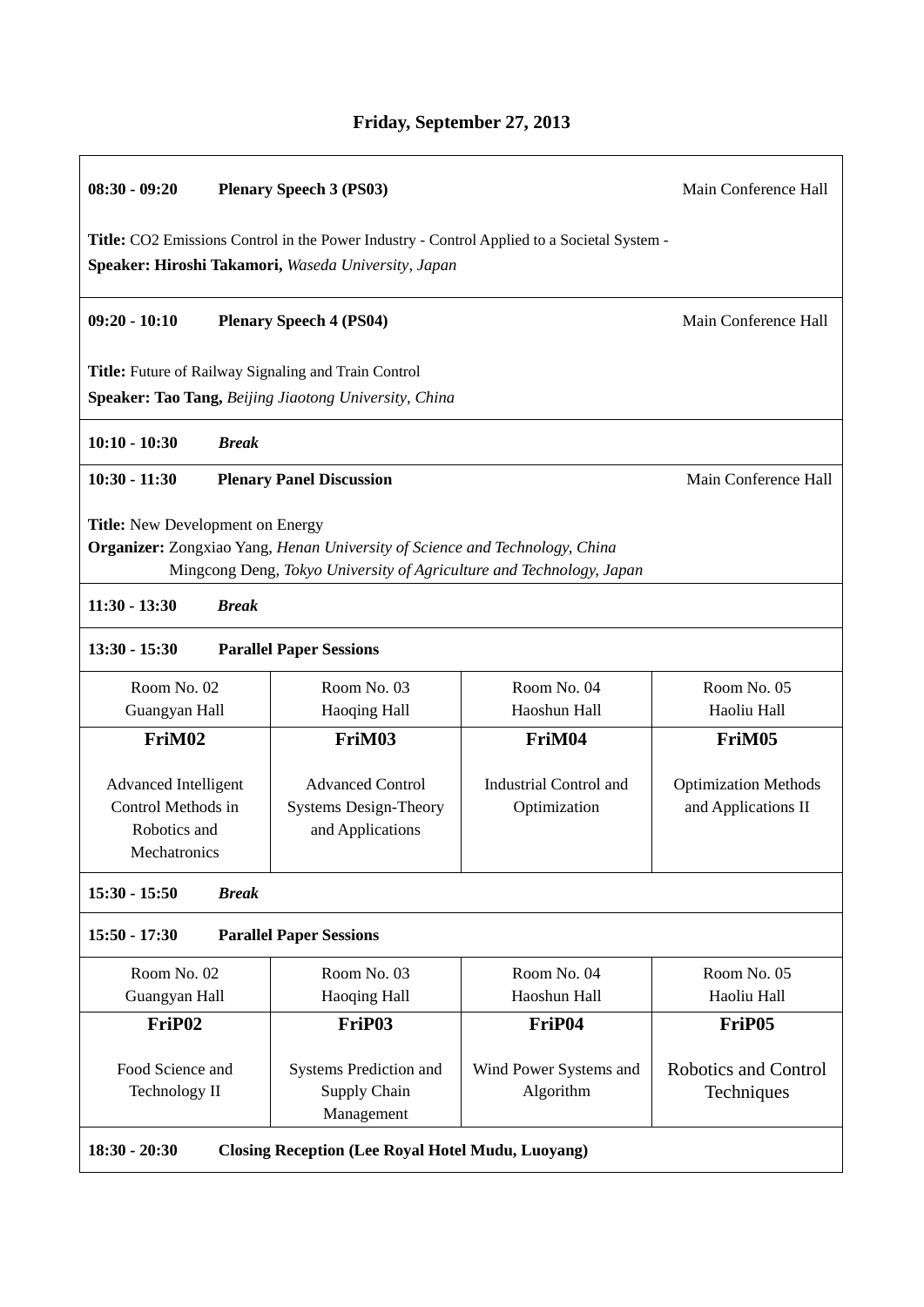# Friday, September 27, 2013

**08:30 - 09:20** **Plenary Speech 3 (PS03)** Main Conference Hall

**Title:** $CO_2$ Emissions Control in the Power Industry - Control Applied to a Societal System -
**Speaker: Hiroshi Takamori,** *Waseda University, Japan*

**09:20 - 10:10** **Plenary Speech 4 (PS04)** Main Conference Hall

**Title:** Future of Railway Signaling and Train Control
**Speaker: Tao Tang,** *Beijing Jiaotong University, China*

**10:10 - 10:30** ***Break***

**10:30 - 11:30** **Plenary Panel Discussion** Main Conference Hall

**Title:** New Development on Energy
**Organizer:** Zongxiao Yang, *Henan University of Science and Technology, China*
Mingcong Deng, *Tokyo University of Agriculture and Technology, Japan*

**11:30 - 13:30** ***Break***

**13:30 - 15:30** **Parallel Paper Sessions**

| Room No. 02 Guangyan Hall | Room No. 03 Haoqing Hall | Room No. 04 Haoshun Hall | Room No. 05 Haoliu Hall |
|---|---|---|---|
| **FriM02** | **FriM03** | **FriM04** | **FriM05** |
| Advanced Intelligent Control Methods in Robotics and Mechatronics | Advanced Control Systems Design-Theory and Applications | Industrial Control and Optimization | Optimization Methods and Applications II |

**15:30 - 15:50** ***Break***

**15:50 - 17:30** **Parallel Paper Sessions**

| Room No. 02 Guangyan Hall | Room No. 03 Haoqing Hall | Room No. 04 Haoshun Hall | Room No. 05 Haoliu Hall |
|---|---|---|---|
| **FriP02** | **FriP03** | **FriP04** | **FriP05** |
| Food Science and Technology II | Systems Prediction and Supply Chain Management | Wind Power Systems and Algorithm | Robotics and Control Techniques |

**18:30 - 20:30** **Closing Reception (Lee Royal Hotel Mudu, Luoyang)**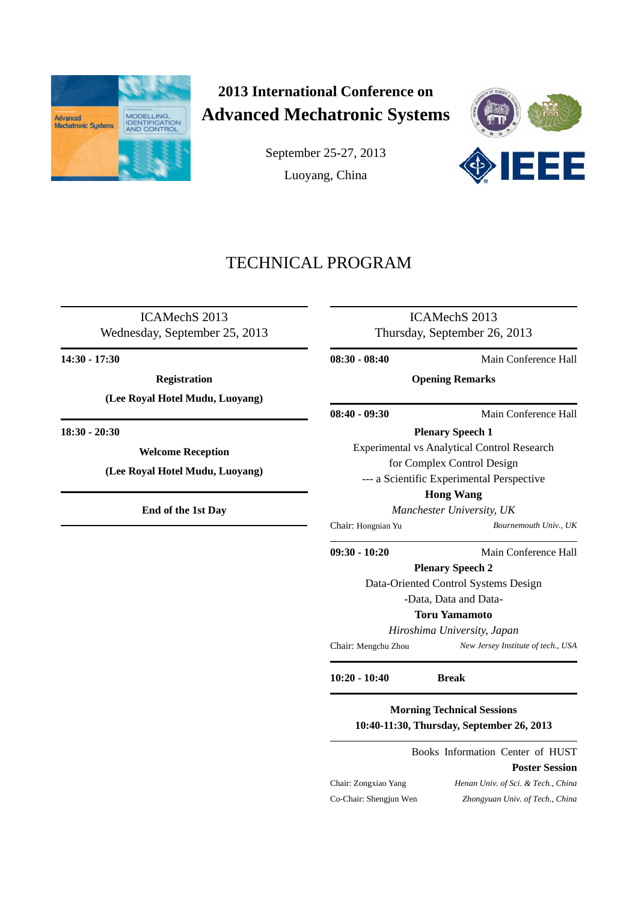# 2013 International Conference on Advanced Mechatronic Systems

September 25-27, 2013

Luoyang, China

## TECHNICAL PROGRAM

---

ICAMechS 2013

Wednesday, September 25, 2013

---

**14:30 - 17:30**

**Registration**

**(Lee Royal Hotel Mudu, Luoyang)**

---

**18:30 - 20:30**

**Welcome Reception**

**(Lee Royal Hotel Mudu, Luoyang)**

---

**End of the 1st Day**

---

ICAMechS 2013

Thursday, September 26, 2013

---

**08:30 - 08:40** Main Conference Hall

**Opening Remarks**

---

**08:40 - 09:30** Main Conference Hall

**Plenary Speech 1**

Experimental vs Analytical Control Research for Complex Control Design --- a Scientific Experimental Perspective

**Hong Wang**

*Manchester University, UK*

Chair: Hongnian Yu *Bournemouth Univ., UK*

---

**09:30 - 10:20** Main Conference Hall

**Plenary Speech 2**

Data-Oriented Control Systems Design -Data, Data and Data-

**Toru Yamamoto**

*Hiroshima University, Japan*

Chair: Mengchu Zhou *New Jersey Institute of tech., USA*

---

**10:20 - 10:40** **Break**

---

**Morning Technical Sessions**

**10:40-11:30, Thursday, September 26, 2013**

---

Books Information Center of HUST

**Poster Session**

Chair: Zongxiao Yang *Henan Univ. of Sci. & Tech., China*

Co-Chair: Shengjun Wen *Zhongyuan Univ. of Tech., China*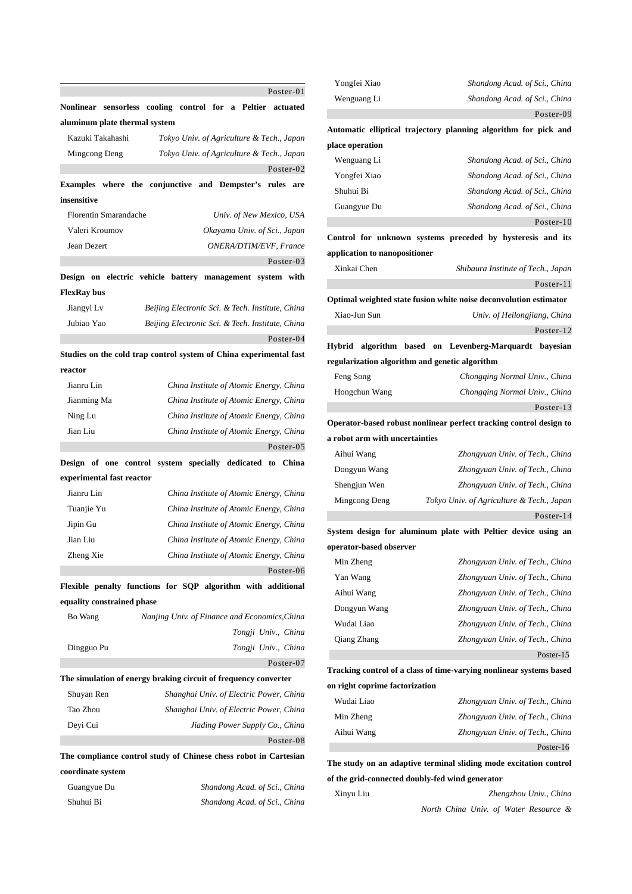Poster-01

**Nonlinear sensorless cooling control for a Peltier actuated aluminum plate thermal system**

| | |
|---|---|
| Kazuki Takahashi | *Tokyo Univ. of Agriculture & Tech., Japan* |
| Mingcong Deng | *Tokyo Univ. of Agriculture & Tech., Japan* |

Poster-02

**Examples where the conjunctive and Dempster's rules are insensitive**

| | |
|---|---|
| Florentin Smarandache | *Univ. of New Mexico, USA* |
| Valeri Kroumov | *Okayama Univ. of Sci., Japan* |
| Jean Dezert | *ONERA/DTIM/EVF, France* |

Poster-03

**Design on electric vehicle battery management system with FlexRay bus**

| | |
|---|---|
| Jiangyi Lv | *Beijing Electronic Sci. & Tech. Institute, China* |
| Jubiao Yao | *Beijing Electronic Sci. & Tech. Institute, China* |

Poster-04

**Studies on the cold trap control system of China experimental fast reactor**

| | |
|---|---|
| Jianru Lin | *China Institute of Atomic Energy, China* |
| Jianming Ma | *China Institute of Atomic Energy, China* |
| Ning Lu | *China Institute of Atomic Energy, China* |
| Jian Liu | *China Institute of Atomic Energy, China* |

Poster-05

**Design of one control system specially dedicated to China experimental fast reactor**

| | |
|---|---|
| Jianru Lin | *China Institute of Atomic Energy, China* |
| Tuanjie Yu | *China Institute of Atomic Energy, China* |
| Jipin Gu | *China Institute of Atomic Energy, China* |
| Jian Liu | *China Institute of Atomic Energy, China* |
| Zheng Xie | *China Institute of Atomic Energy, China* |

Poster-06

**Flexible penalty functions for SQP algorithm with additional equality constrained phase**

| | |
|---|---|
| Bo Wang | *Nanjing Univ. of Finance and Economics,China* |
| | *Tongji Univ., China* |
| Dingguo Pu | *Tongji Univ., China* |

Poster-07

**The simulation of energy braking circuit of frequency converter**

| | |
|---|---|
| Shuyan Ren | *Shanghai Univ. of Electric Power, China* |
| Tao Zhou | *Shanghai Univ. of Electric Power, China* |
| Deyi Cui | *Jiading Power Supply Co., China* |

Poster-08

**The compliance control study of Chinese chess robot in Cartesian coordinate system**

| | |
|---|---|
| Guangyue Du | *Shandong Acad. of Sci., China* |
| Shuhui Bi | *Shandong Acad. of Sci., China* |
| Yongfei Xiao | *Shandong Acad. of Sci., China* |
| Wenguang Li | *Shandong Acad. of Sci., China* |

Poster-09

**Automatic elliptical trajectory planning algorithm for pick and place operation**

| | |
|---|---|
| Wenguang Li | *Shandong Acad. of Sci., China* |
| Yongfei Xiao | *Shandong Acad. of Sci., China* |
| Shuhui Bi | *Shandong Acad. of Sci., China* |
| Guangyue Du | *Shandong Acad. of Sci., China* |

Poster-10

**Control for unknown systems preceded by hysteresis and its application to nanopositioner**

| | |
|---|---|
| Xinkai Chen | *Shibaura Institute of Tech., Japan* |

Poster-11

**Optimal weighted state fusion white noise deconvolution estimator**

| | |
|---|---|
| Xiao-Jun Sun | *Univ. of Heilongjiang, China* |

Poster-12

**Hybrid algorithm based on Levenberg-Marquardt bayesian regularization algorithm and genetic algorithm**

| | |
|---|---|
| Feng Song | *Chongqing Normal Univ., China* |
| Hongchun Wang | *Chongqing Normal Univ., China* |

Poster-13

**Operator-based robust nonlinear perfect tracking control design to a robot arm with uncertainties**

| | |
|---|---|
| Aihui Wang | *Zhongyuan Univ. of Tech., China* |
| Dongyun Wang | *Zhongyuan Univ. of Tech., China* |
| Shengjun Wen | *Zhongyuan Univ. of Tech., China* |
| Mingcong Deng | *Tokyo Univ. of Agriculture & Tech., Japan* |

Poster-14

**System design for aluminum plate with Peltier device using an operator-based observer**

| | |
|---|---|
| Min Zheng | *Zhongyuan Univ. of Tech., China* |
| Yan Wang | *Zhongyuan Univ. of Tech., China* |
| Aihui Wang | *Zhongyuan Univ. of Tech., China* |
| Dongyun Wang | *Zhongyuan Univ. of Tech., China* |
| Wudai Liao | *Zhongyuan Univ. of Tech., China* |
| Qiang Zhang | *Zhongyuan Univ. of Tech., China* |

Poster-15

**Tracking control of a class of time-varying nonlinear systems based on right coprime factorization**

| | |
|---|---|
| Wudai Liao | *Zhongyuan Univ. of Tech., China* |
| Min Zheng | *Zhongyuan Univ. of Tech., China* |
| Aihui Wang | *Zhongyuan Univ. of Tech., China* |

Poster-16

**The study on an adaptive terminal sliding mode excitation control of the grid-connected doubly-fed wind generator**

| | |
|---|---|
| Xinyu Liu | *Zhengzhou Univ., China* |
| | *North China Univ. of Water Resource &* |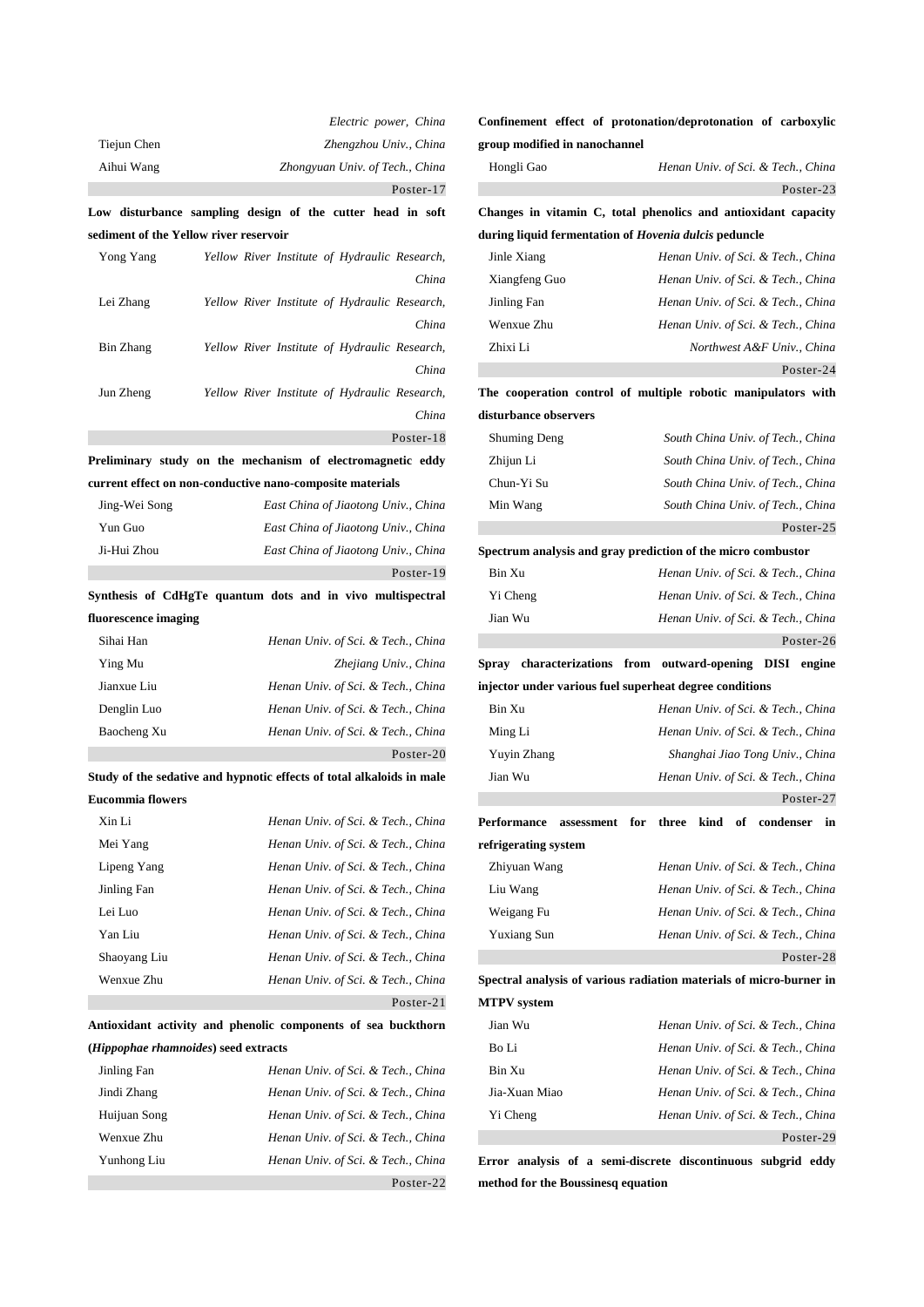| | |
|---|---|
| | *Electric power, China* |
| Tiejun Chen | *Zhengzhou Univ., China* |
| Aihui Wang | *Zhongyuan Univ. of Tech., China* |

Poster-17

**Low disturbance sampling design of the cutter head in soft sediment of the Yellow river reservoir**

| | |
|---|---|
| Yong Yang | *Yellow River Institute of Hydraulic Research, China* |
| Lei Zhang | *Yellow River Institute of Hydraulic Research, China* |
| Bin Zhang | *Yellow River Institute of Hydraulic Research, China* |
| Jun Zheng | *Yellow River Institute of Hydraulic Research, China* |

Poster-18

**Preliminary study on the mechanism of electromagnetic eddy current effect on non-conductive nano-composite materials**

| | |
|---|---|
| Jing-Wei Song | *East China of Jiaotong Univ., China* |
| Yun Guo | *East China of Jiaotong Univ., China* |
| Ji-Hui Zhou | *East China of Jiaotong Univ., China* |

Poster-19

**Synthesis of CdHgTe quantum dots and in vivo multispectral fluorescence imaging**

| | |
|---|---|
| Sihai Han | *Henan Univ. of Sci. & Tech., China* |
| Ying Mu | *Zhejiang Univ., China* |
| Jianxue Liu | *Henan Univ. of Sci. & Tech., China* |
| Denglin Luo | *Henan Univ. of Sci. & Tech., China* |
| Baocheng Xu | *Henan Univ. of Sci. & Tech., China* |

Poster-20

**Study of the sedative and hypnotic effects of total alkaloids in male Eucommia flowers**

| | |
|---|---|
| Xin Li | *Henan Univ. of Sci. & Tech., China* |
| Mei Yang | *Henan Univ. of Sci. & Tech., China* |
| Lipeng Yang | *Henan Univ. of Sci. & Tech., China* |
| Jinling Fan | *Henan Univ. of Sci. & Tech., China* |
| Lei Luo | *Henan Univ. of Sci. & Tech., China* |
| Yan Liu | *Henan Univ. of Sci. & Tech., China* |
| Shaoyang Liu | *Henan Univ. of Sci. & Tech., China* |
| Wenxue Zhu | *Henan Univ. of Sci. & Tech., China* |

Poster-21

**Antioxidant activity and phenolic components of sea buckthorn (*Hippophae rhamnoides*) seed extracts**

| | |
|---|---|
| Jinling Fan | *Henan Univ. of Sci. & Tech., China* |
| Jindi Zhang | *Henan Univ. of Sci. & Tech., China* |
| Huijuan Song | *Henan Univ. of Sci. & Tech., China* |
| Wenxue Zhu | *Henan Univ. of Sci. & Tech., China* |
| Yunhong Liu | *Henan Univ. of Sci. & Tech., China* |

Poster-22

**Confinement effect of protonation/deprotonation of carboxylic group modified in nanochannel**

| | |
|---|---|
| Hongli Gao | *Henan Univ. of Sci. & Tech., China* |

Poster-23

**Changes in vitamin C, total phenolics and antioxidant capacity during liquid fermentation of *Hovenia dulcis* peduncle**

| | |
|---|---|
| Jinle Xiang | *Henan Univ. of Sci. & Tech., China* |
| Xiangfeng Guo | *Henan Univ. of Sci. & Tech., China* |
| Jinling Fan | *Henan Univ. of Sci. & Tech., China* |
| Wenxue Zhu | *Henan Univ. of Sci. & Tech., China* |
| Zhixi Li | *Northwest A&F Univ., China* |

Poster-24

**The cooperation control of multiple robotic manipulators with disturbance observers**

| | |
|---|---|
| Shuming Deng | *South China Univ. of Tech., China* |
| Zhijun Li | *South China Univ. of Tech., China* |
| Chun-Yi Su | *South China Univ. of Tech., China* |
| Min Wang | *South China Univ. of Tech., China* |

Poster-25

**Spectrum analysis and gray prediction of the micro combustor**

| | |
|---|---|
| Bin Xu | *Henan Univ. of Sci. & Tech., China* |
| Yi Cheng | *Henan Univ. of Sci. & Tech., China* |
| Jian Wu | *Henan Univ. of Sci. & Tech., China* |

Poster-26

**Spray characterizations from outward-opening DISI engine injector under various fuel superheat degree conditions**

| | |
|---|---|
| Bin Xu | *Henan Univ. of Sci. & Tech., China* |
| Ming Li | *Henan Univ. of Sci. & Tech., China* |
| Yuyin Zhang | *Shanghai Jiao Tong Univ., China* |
| Jian Wu | *Henan Univ. of Sci. & Tech., China* |

Poster-27

**Performance assessment for three kind of condenser in refrigerating system**

| | |
|---|---|
| Zhiyuan Wang | *Henan Univ. of Sci. & Tech., China* |
| Liu Wang | *Henan Univ. of Sci. & Tech., China* |
| Weigang Fu | *Henan Univ. of Sci. & Tech., China* |
| Yuxiang Sun | *Henan Univ. of Sci. & Tech., China* |

Poster-28

**Spectral analysis of various radiation materials of micro-burner in MTPV system**

| | |
|---|---|
| Jian Wu | *Henan Univ. of Sci. & Tech., China* |
| Bo Li | *Henan Univ. of Sci. & Tech., China* |
| Bin Xu | *Henan Univ. of Sci. & Tech., China* |
| Jia-Xuan Miao | *Henan Univ. of Sci. & Tech., China* |
| Yi Cheng | *Henan Univ. of Sci. & Tech., China* |

Poster-29

**Error analysis of a semi-discrete discontinuous subgrid eddy method for the Boussinesq equation**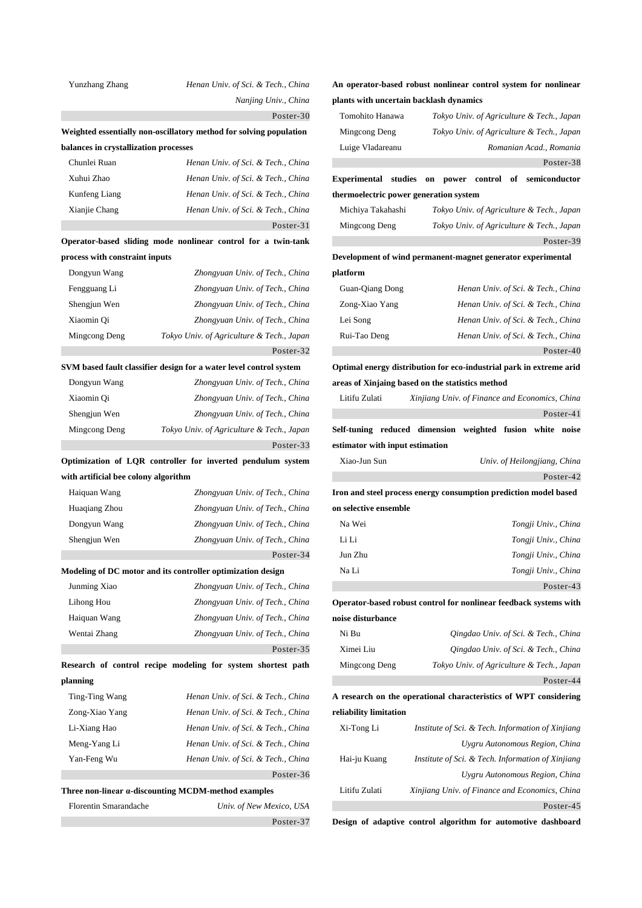| | |
|---|---|
| Yunzhang Zhang | *Henan Univ. of Sci. & Tech., China* |
| | *Nanjing Univ., China* |

Poster-30

**Weighted essentially non-oscillatory method for solving population balances in crystallization processes**

| | |
|---|---|
| Chunlei Ruan | *Henan Univ. of Sci. & Tech., China* |
| Xuhui Zhao | *Henan Univ. of Sci. & Tech., China* |
| Kunfeng Liang | *Henan Univ. of Sci. & Tech., China* |
| Xianjie Chang | *Henan Univ. of Sci. & Tech., China* |

Poster-31

**Operator-based sliding mode nonlinear control for a twin-tank process with constraint inputs**

| | |
|---|---|
| Dongyun Wang | *Zhongyuan Univ. of Tech., China* |
| Fengguang Li | *Zhongyuan Univ. of Tech., China* |
| Shengjun Wen | *Zhongyuan Univ. of Tech., China* |
| Xiaomin Qi | *Zhongyuan Univ. of Tech., China* |
| Mingcong Deng | *Tokyo Univ. of Agriculture & Tech., Japan* |

Poster-32

**SVM based fault classifier design for a water level control system**

| | |
|---|---|
| Dongyun Wang | *Zhongyuan Univ. of Tech., China* |
| Xiaomin Qi | *Zhongyuan Univ. of Tech., China* |
| Shengjun Wen | *Zhongyuan Univ. of Tech., China* |
| Mingcong Deng | *Tokyo Univ. of Agriculture & Tech., Japan* |

Poster-33

**Optimization of LQR controller for inverted pendulum system with artificial bee colony algorithm**

| | |
|---|---|
| Haiquan Wang | *Zhongyuan Univ. of Tech., China* |
| Huaqiang Zhou | *Zhongyuan Univ. of Tech., China* |
| Dongyun Wang | *Zhongyuan Univ. of Tech., China* |
| Shengjun Wen | *Zhongyuan Univ. of Tech., China* |

Poster-34

**Modeling of DC motor and its controller optimization design**

| | |
|---|---|
| Junming Xiao | *Zhongyuan Univ. of Tech., China* |
| Lihong Hou | *Zhongyuan Univ. of Tech., China* |
| Haiquan Wang | *Zhongyuan Univ. of Tech., China* |
| Wentai Zhang | *Zhongyuan Univ. of Tech., China* |

Poster-35

**Research of control recipe modeling for system shortest path planning**

| | |
|---|---|
| Ting-Ting Wang | *Henan Univ. of Sci. & Tech., China* |
| Zong-Xiao Yang | *Henan Univ. of Sci. & Tech., China* |
| Li-Xiang Hao | *Henan Univ. of Sci. & Tech., China* |
| Meng-Yang Li | *Henan Univ. of Sci. & Tech., China* |
| Yan-Feng Wu | *Henan Univ. of Sci. & Tech., China* |

Poster-36

**Three non-linear α-discounting MCDM-method examples**

| | |
|---|---|
| Florentin Smarandache | *Univ. of New Mexico, USA* |

Poster-37

**An operator-based robust nonlinear control system for nonlinear plants with uncertain backlash dynamics**

| | |
|---|---|
| Tomohito Hanawa | *Tokyo Univ. of Agriculture & Tech., Japan* |
| Mingcong Deng | *Tokyo Univ. of Agriculture & Tech., Japan* |
| Luige Vladareanu | *Romanian Acad., Romania* |

Poster-38

**Experimental studies on power control of semiconductor thermoelectric power generation system**

| | |
|---|---|
| Michiya Takahashi | *Tokyo Univ. of Agriculture & Tech., Japan* |
| Mingcong Deng | *Tokyo Univ. of Agriculture & Tech., Japan* |

Poster-39

**Development of wind permanent-magnet generator experimental platform**

| | |
|---|---|
| Guan-Qiang Dong | *Henan Univ. of Sci. & Tech., China* |
| Zong-Xiao Yang | *Henan Univ. of Sci. & Tech., China* |
| Lei Song | *Henan Univ. of Sci. & Tech., China* |
| Rui-Tao Deng | *Henan Univ. of Sci. & Tech., China* |

Poster-40

**Optimal energy distribution for eco-industrial park in extreme arid areas of Xinjaing based on the statistics method**

| | |
|---|---|
| Litifu Zulati | *Xinjiang Univ. of Finance and Economics, China* |

Poster-41

**Self-tuning reduced dimension weighted fusion white noise estimator with input estimation**

| | |
|---|---|
| Xiao-Jun Sun | *Univ. of Heilongjiang, China* |

Poster-42

**Iron and steel process energy consumption prediction model based on selective ensemble**

| | |
|---|---|
| Na Wei | *Tongji Univ., China* |
| Li Li | *Tongji Univ., China* |
| Jun Zhu | *Tongji Univ., China* |
| Na Li | *Tongji Univ., China* |

Poster-43

**Operator-based robust control for nonlinear feedback systems with noise disturbance**

| | |
|---|---|
| Ni Bu | *Qingdao Univ. of Sci. & Tech., China* |
| Ximei Liu | *Qingdao Univ. of Sci. & Tech., China* |
| Mingcong Deng | *Tokyo Univ. of Agriculture & Tech., Japan* |

Poster-44

**A research on the operational characteristics of WPT considering reliability limitation**

| | |
|---|---|
| Xi-Tong Li | *Institute of Sci. & Tech. Information of Xinjiang Uygru Autonomous Region, China* |
| Hai-ju Kuang | *Institute of Sci. & Tech. Information of Xinjiang Uygru Autonomous Region, China* |
| Litifu Zulati | *Xinjiang Univ. of Finance and Economics, China* |

Poster-45

**Design of adaptive control algorithm for automotive dashboard**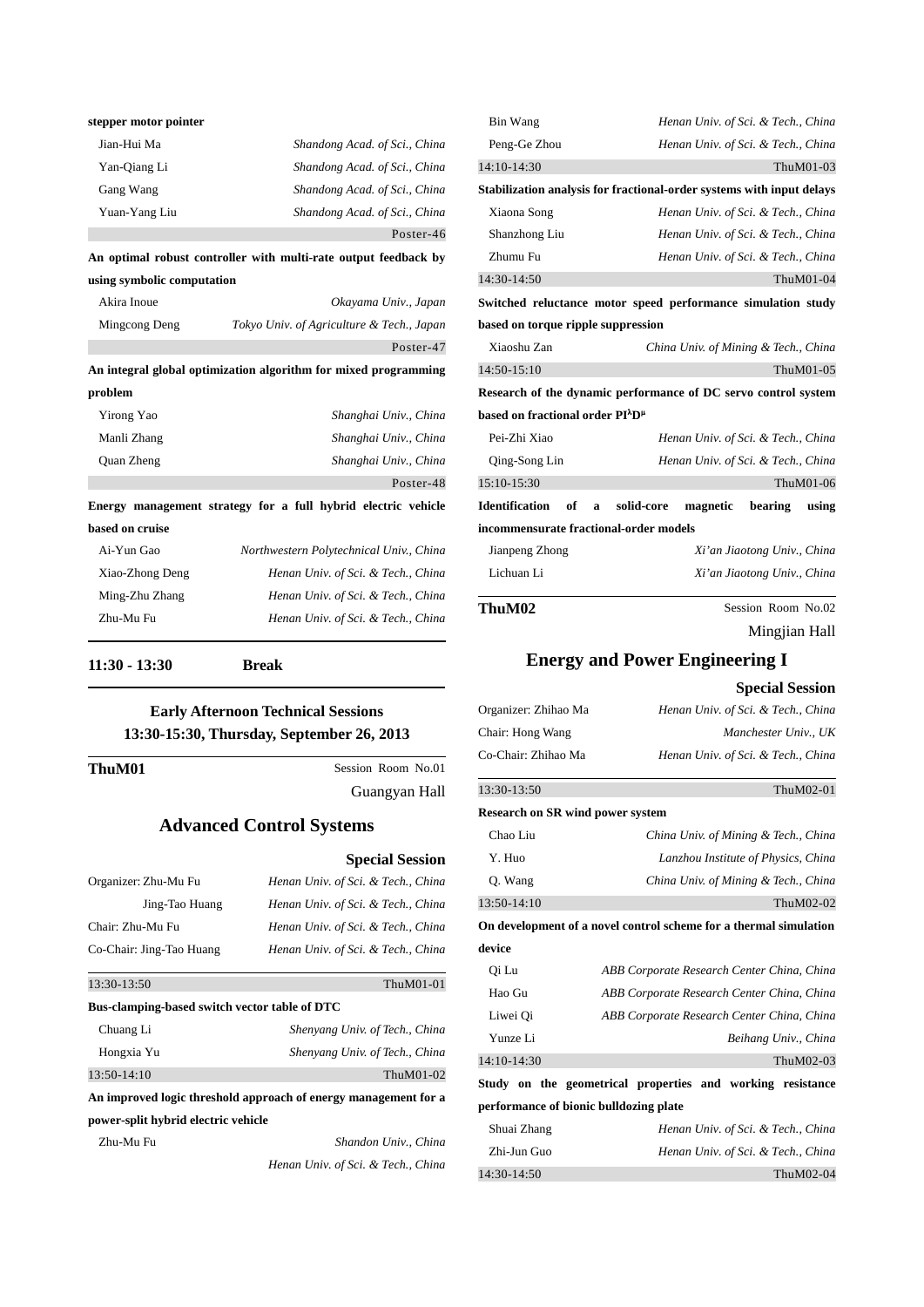**stepper motor pointer**

| | |
|---|---|
| Jian-Hui Ma | *Shandong Acad. of Sci., China* |
| Yan-Qiang Li | *Shandong Acad. of Sci., China* |
| Gang Wang | *Shandong Acad. of Sci., China* |
| Yuan-Yang Liu | *Shandong Acad. of Sci., China* |

Poster-46

**An optimal robust controller with multi-rate output feedback by using symbolic computation**

| | |
|---|---|
| Akira Inoue | *Okayama Univ., Japan* |
| Mingcong Deng | *Tokyo Univ. of Agriculture & Tech., Japan* |

Poster-47

**An integral global optimization algorithm for mixed programming problem**

| | |
|---|---|
| Yirong Yao | *Shanghai Univ., China* |
| Manli Zhang | *Shanghai Univ., China* |
| Quan Zheng | *Shanghai Univ., China* |

Poster-48

**Energy management strategy for a full hybrid electric vehicle based on cruise**

| | |
|---|---|
| Ai-Yun Gao | *Northwestern Polytechnical Univ., China* |
| Xiao-Zhong Deng | *Henan Univ. of Sci. & Tech., China* |
| Ming-Zhu Zhang | *Henan Univ. of Sci. & Tech., China* |
| Zhu-Mu Fu | *Henan Univ. of Sci. & Tech., China* |

**11:30 - 13:30 Break**

**Early Afternoon Technical Sessions**
**13:30-15:30, Thursday, September 26, 2013**

**ThuM01** Session Room No.01
Guangyan Hall

## Advanced Control Systems

**Special Session**

| | |
|---|---|
| Organizer: Zhu-Mu Fu | *Henan Univ. of Sci. & Tech., China* |
| Jing-Tao Huang | *Henan Univ. of Sci. & Tech., China* |
| Chair: Zhu-Mu Fu | *Henan Univ. of Sci. & Tech., China* |
| Co-Chair: Jing-Tao Huang | *Henan Univ. of Sci. & Tech., China* |

13:30-13:50 ThuM01-01

**Bus-clamping-based switch vector table of DTC**

| | |
|---|---|
| Chuang Li | *Shenyang Univ. of Tech., China* |
| Hongxia Yu | *Shenyang Univ. of Tech., China* |

13:50-14:10 ThuM01-02

**An improved logic threshold approach of energy management for a power-split hybrid electric vehicle**

| | |
|---|---|
| Zhu-Mu Fu | *Shandon Univ., China* |
| | *Henan Univ. of Sci. & Tech., China* |
| Bin Wang | *Henan Univ. of Sci. & Tech., China* |
| Peng-Ge Zhou | *Henan Univ. of Sci. & Tech., China* |

14:10-14:30 ThuM01-03

**Stabilization analysis for fractional-order systems with input delays**

| | |
|---|---|
| Xiaona Song | *Henan Univ. of Sci. & Tech., China* |
| Shanzhong Liu | *Henan Univ. of Sci. & Tech., China* |
| Zhumu Fu | *Henan Univ. of Sci. & Tech., China* |

14:30-14:50 ThuM01-04

**Switched reluctance motor speed performance simulation study based on torque ripple suppression**

| | |
|---|---|
| Xiaoshu Zan | *China Univ. of Mining & Tech., China* |

14:50-15:10 ThuM01-05

**Research of the dynamic performance of DC servo control system based on fractional order $PI^{\lambda}D^{\mu}$**

| | |
|---|---|
| Pei-Zhi Xiao | *Henan Univ. of Sci. & Tech., China* |
| Qing-Song Lin | *Henan Univ. of Sci. & Tech., China* |

15:10-15:30 ThuM01-06

**Identification of a solid-core magnetic bearing using incommensurate fractional-order models**

| | |
|---|---|
| Jianpeng Zhong | *Xi'an Jiaotong Univ., China* |
| Lichuan Li | *Xi'an Jiaotong Univ., China* |

**ThuM02** Session Room No.02
Mingjian Hall

## Energy and Power Engineering I

**Special Session**

| | |
|---|---|
| Organizer: Zhihao Ma | *Henan Univ. of Sci. & Tech., China* |
| Chair: Hong Wang | *Manchester Univ., UK* |
| Co-Chair: Zhihao Ma | *Henan Univ. of Sci. & Tech., China* |

13:30-13:50 ThuM02-01

**Research on SR wind power system**

| | |
|---|---|
| Chao Liu | *China Univ. of Mining & Tech., China* |
| Y. Huo | *Lanzhou Institute of Physics, China* |
| Q. Wang | *China Univ. of Mining & Tech., China* |

13:50-14:10 ThuM02-02

**On development of a novel control scheme for a thermal simulation device**

| | |
|---|---|
| Qi Lu | *ABB Corporate Research Center China, China* |
| Hao Gu | *ABB Corporate Research Center China, China* |
| Liwei Qi | *ABB Corporate Research Center China, China* |
| Yunze Li | *Beihang Univ., China* |

14:10-14:30 ThuM02-03

**Study on the geometrical properties and working resistance performance of bionic bulldozing plate**

| | |
|---|---|
| Shuai Zhang | *Henan Univ. of Sci. & Tech., China* |
| Zhi-Jun Guo | *Henan Univ. of Sci. & Tech., China* |

14:30-14:50 ThuM02-04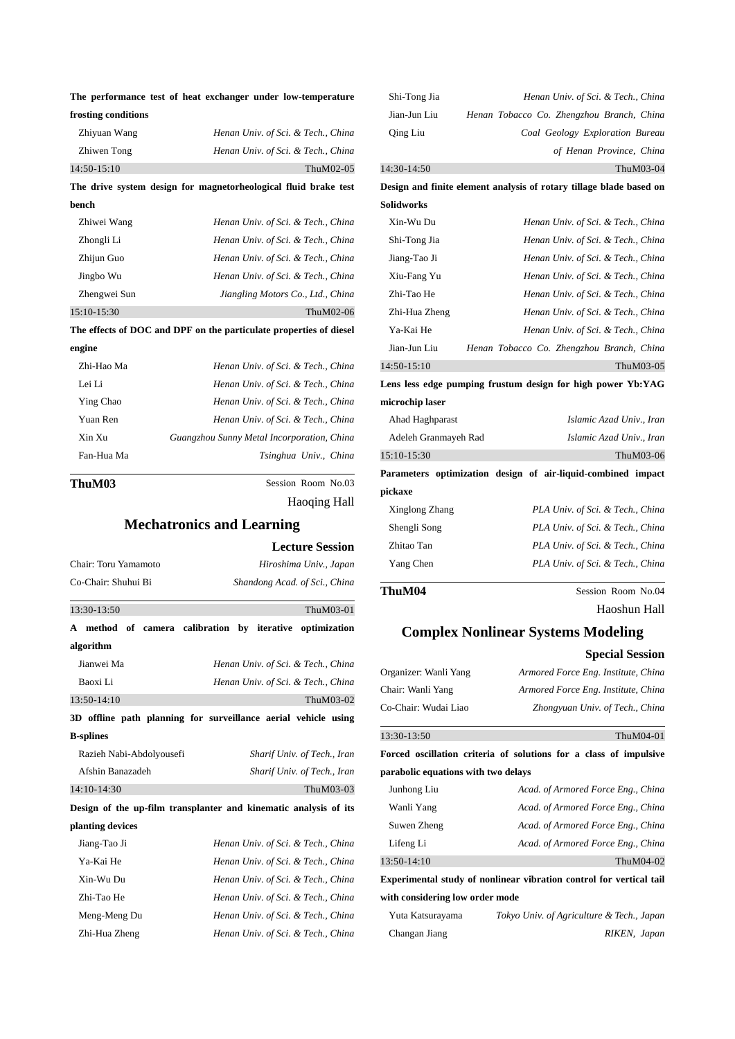**The performance test of heat exchanger under low-temperature frosting conditions**

| | |
|---|---|
| Zhiyuan Wang | *Henan Univ. of Sci. & Tech., China* |
| Zhiwen Tong | *Henan Univ. of Sci. & Tech., China* |

14:50-15:10 ThuM02-05

**The drive system design for magnetorheological fluid brake test bench**

| | |
|---|---|
| Zhiwei Wang | *Henan Univ. of Sci. & Tech., China* |
| Zhongli Li | *Henan Univ. of Sci. & Tech., China* |
| Zhijun Guo | *Henan Univ. of Sci. & Tech., China* |
| Jingbo Wu | *Henan Univ. of Sci. & Tech., China* |
| Zhengwei Sun | *Jiangling Motors Co., Ltd., China* |

15:10-15:30 ThuM02-06

**The effects of DOC and DPF on the particulate properties of diesel engine**

| | |
|---|---|
| Zhi-Hao Ma | *Henan Univ. of Sci. & Tech., China* |
| Lei Li | *Henan Univ. of Sci. & Tech., China* |
| Ying Chao | *Henan Univ. of Sci. & Tech., China* |
| Yuan Ren | *Henan Univ. of Sci. & Tech., China* |
| Xin Xu | *Guangzhou Sunny Metal Incorporation, China* |
| Fan-Hua Ma | *Tsinghua Univ., China* |

**ThuM03** Session Room No.03

Haoqing Hall

## Mechatronics and Learning

**Lecture Session**

| | |
|---|---|
| Chair: Toru Yamamoto | *Hiroshima Univ., Japan* |
| Co-Chair: Shuhui Bi | *Shandong Acad. of Sci., China* |

13:30-13:50 ThuM03-01

**A method of camera calibration by iterative optimization algorithm**

| | |
|---|---|
| Jianwei Ma | *Henan Univ. of Sci. & Tech., China* |
| Baoxi Li | *Henan Univ. of Sci. & Tech., China* |

13:50-14:10 ThuM03-02

**3D offline path planning for surveillance aerial vehicle using B-splines**

| | |
|---|---|
| Razieh Nabi-Abdolyousefi | *Sharif Univ. of Tech., Iran* |
| Afshin Banazadeh | *Sharif Univ. of Tech., Iran* |

14:10-14:30 ThuM03-03

**Design of the up-film transplanter and kinematic analysis of its planting devices**

| | |
|---|---|
| Jiang-Tao Ji | *Henan Univ. of Sci. & Tech., China* |
| Ya-Kai He | *Henan Univ. of Sci. & Tech., China* |
| Xin-Wu Du | *Henan Univ. of Sci. & Tech., China* |
| Zhi-Tao He | *Henan Univ. of Sci. & Tech., China* |
| Meng-Meng Du | *Henan Univ. of Sci. & Tech., China* |
| Zhi-Hua Zheng | *Henan Univ. of Sci. & Tech., China* |
| Shi-Tong Jia | *Henan Univ. of Sci. & Tech., China* |
| Jian-Jun Liu | *Henan Tobacco Co. Zhengzhou Branch, China* |
| Qing Liu | *Coal Geology Exploration Bureau of Henan Province, China* |

14:30-14:50 ThuM03-04

**Design and finite element analysis of rotary tillage blade based on Solidworks**

| | |
|---|---|
| Xin-Wu Du | *Henan Univ. of Sci. & Tech., China* |
| Shi-Tong Jia | *Henan Univ. of Sci. & Tech., China* |
| Jiang-Tao Ji | *Henan Univ. of Sci. & Tech., China* |
| Xiu-Fang Yu | *Henan Univ. of Sci. & Tech., China* |
| Zhi-Tao He | *Henan Univ. of Sci. & Tech., China* |
| Zhi-Hua Zheng | *Henan Univ. of Sci. & Tech., China* |
| Ya-Kai He | *Henan Univ. of Sci. & Tech., China* |
| Jian-Jun Liu | *Henan Tobacco Co. Zhengzhou Branch, China* |

14:50-15:10 ThuM03-05

**Lens less edge pumping frustum design for high power Yb:YAG microchip laser**

| | |
|---|---|
| Ahad Haghparast | *Islamic Azad Univ., Iran* |
| Adeleh Granmayeh Rad | *Islamic Azad Univ., Iran* |

15:10-15:30 ThuM03-06

**Parameters optimization design of air-liquid-combined impact pickaxe**

| | |
|---|---|
| Xinglong Zhang | *PLA Univ. of Sci. & Tech., China* |
| Shengli Song | *PLA Univ. of Sci. & Tech., China* |
| Zhitao Tan | *PLA Univ. of Sci. & Tech., China* |
| Yang Chen | *PLA Univ. of Sci. & Tech., China* |

**ThuM04** Session Room No.04

Haoshun Hall

## Complex Nonlinear Systems Modeling

**Special Session**

| | |
|---|---|
| Organizer: Wanli Yang | *Armored Force Eng. Institute, China* |
| Chair: Wanli Yang | *Armored Force Eng. Institute, China* |
| Co-Chair: Wudai Liao | *Zhongyuan Univ. of Tech., China* |

13:30-13:50 ThuM04-01

**Forced oscillation criteria of solutions for a class of impulsive parabolic equations with two delays**

| | |
|---|---|
| Junhong Liu | *Acad. of Armored Force Eng., China* |
| Wanli Yang | *Acad. of Armored Force Eng., China* |
| Suwen Zheng | *Acad. of Armored Force Eng., China* |
| Lifeng Li | *Acad. of Armored Force Eng., China* |

13:50-14:10 ThuM04-02

**Experimental study of nonlinear vibration control for vertical tail with considering low order mode**

| | |
|---|---|
| Yuta Katsurayama | *Tokyo Univ. of Agriculture & Tech., Japan* |
| Changan Jiang | *RIKEN, Japan* |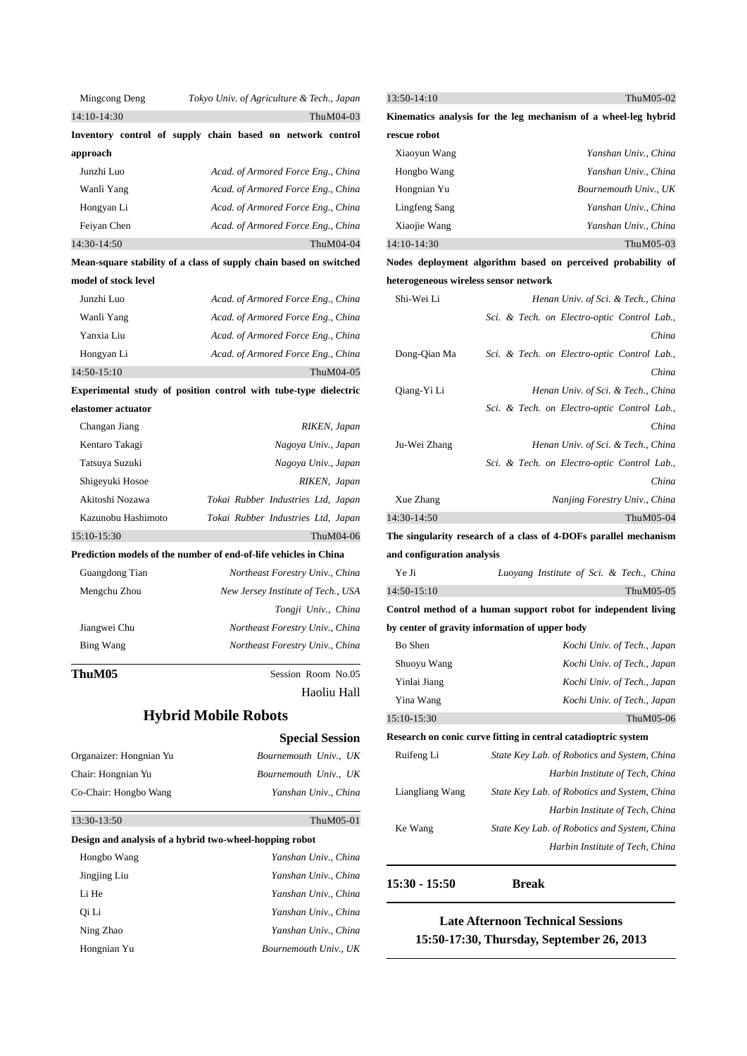| | |
|---|---|
| Mingcong Deng | *Tokyo Univ. of Agriculture & Tech., Japan* |

14:10-14:30 ThuM04-03

**Inventory control of supply chain based on network control approach**

| | |
|---|---|
| Junzhi Luo | *Acad. of Armored Force Eng., China* |
| Wanli Yang | *Acad. of Armored Force Eng., China* |
| Hongyan Li | *Acad. of Armored Force Eng., China* |
| Feiyan Chen | *Acad. of Armored Force Eng., China* |

14:30-14:50 ThuM04-04

**Mean-square stability of a class of supply chain based on switched model of stock level**

| | |
|---|---|
| Junzhi Luo | *Acad. of Armored Force Eng., China* |
| Wanli Yang | *Acad. of Armored Force Eng., China* |
| Yanxia Liu | *Acad. of Armored Force Eng., China* |
| Hongyan Li | *Acad. of Armored Force Eng., China* |

14:50-15:10 ThuM04-05

**Experimental study of position control with tube-type dielectric elastomer actuator**

| | |
|---|---|
| Changan Jiang | *RIKEN, Japan* |
| Kentaro Takagi | *Nagoya Univ., Japan* |
| Tatsuya Suzuki | *Nagoya Univ., Japan* |
| Shigeyuki Hosoe | *RIKEN, Japan* |
| Akitoshi Nozawa | *Tokai Rubber Industries Ltd, Japan* |
| Kazunobu Hashimoto | *Tokai Rubber Industries Ltd, Japan* |

15:10-15:30 ThuM04-06

**Prediction models of the number of end-of-life vehicles in China**

| | |
|---|---|
| Guangdong Tian | *Northeast Forestry Univ., China* |
| Mengchu Zhou | *New Jersey Institute of Tech., USA* |
| | *Tongji Univ., China* |
| Jiangwei Chu | *Northeast Forestry Univ., China* |
| Bing Wang | *Northeast Forestry Univ., China* |

**ThuM05** Session Room No.05 Haoliu Hall

## Hybrid Mobile Robots

**Special Session**

| | |
|---|---|
| Organaizer: Hongnian Yu | *Bournemouth Univ., UK* |
| Chair: Hongnian Yu | *Bournemouth Univ., UK* |
| Co-Chair: Hongbo Wang | *Yanshan Univ., China* |

13:30-13:50 ThuM05-01

**Design and analysis of a hybrid two-wheel-hopping robot**

| | |
|---|---|
| Hongbo Wang | *Yanshan Univ., China* |
| Jingjing Liu | *Yanshan Univ., China* |
| Li He | *Yanshan Univ., China* |
| Qi Li | *Yanshan Univ., China* |
| Ning Zhao | *Yanshan Univ., China* |
| Hongnian Yu | *Bournemouth Univ., UK* |

13:50-14:10 ThuM05-02

**Kinematics analysis for the leg mechanism of a wheel-leg hybrid rescue robot**

| | |
|---|---|
| Xiaoyun Wang | *Yanshan Univ., China* |
| Hongbo Wang | *Yanshan Univ., China* |
| Hongnian Yu | *Bournemouth Univ., UK* |
| Lingfeng Sang | *Yanshan Univ., China* |
| Xiaojie Wang | *Yanshan Univ., China* |

14:10-14:30 ThuM05-03

**Nodes deployment algorithm based on perceived probability of heterogeneous wireless sensor network**

| | |
|---|---|
| Shi-Wei Li | *Henan Univ. of Sci. & Tech., China* |
| | *Sci. & Tech. on Electro-optic Control Lab., China* |
| Dong-Qian Ma | *Sci. & Tech. on Electro-optic Control Lab., China* |
| Qiang-Yi Li | *Henan Univ. of Sci. & Tech., China* |
| | *Sci. & Tech. on Electro-optic Control Lab., China* |
| Ju-Wei Zhang | *Henan Univ. of Sci. & Tech., China* |
| | *Sci. & Tech. on Electro-optic Control Lab., China* |
| Xue Zhang | *Nanjing Forestry Univ., China* |

14:30-14:50 ThuM05-04

**The singularity research of a class of 4-DOFs parallel mechanism and configuration analysis**

| | |
|---|---|
| Ye Ji | *Luoyang Institute of Sci. & Tech., China* |

14:50-15:10 ThuM05-05

**Control method of a human support robot for independent living by center of gravity information of upper body**

| | |
|---|---|
| Bo Shen | *Kochi Univ. of Tech., Japan* |
| Shuoyu Wang | *Kochi Univ. of Tech., Japan* |
| Yinlai Jiang | *Kochi Univ. of Tech., Japan* |
| Yina Wang | *Kochi Univ. of Tech., Japan* |

15:10-15:30 ThuM05-06

**Research on conic curve fitting in central catadioptric system**

| | |
|---|---|
| Ruifeng Li | *State Key Lab. of Robotics and System, China* |
| | *Harbin Institute of Tech, China* |
| Liangliang Wang | *State Key Lab. of Robotics and System, China* |
| | *Harbin Institute of Tech, China* |
| Ke Wang | *State Key Lab. of Robotics and System, China* |
| | *Harbin Institute of Tech, China* |

**15:30 - 15:50 Break**

## Late Afternoon Technical Sessions

**15:50-17:30, Thursday, September 26, 2013**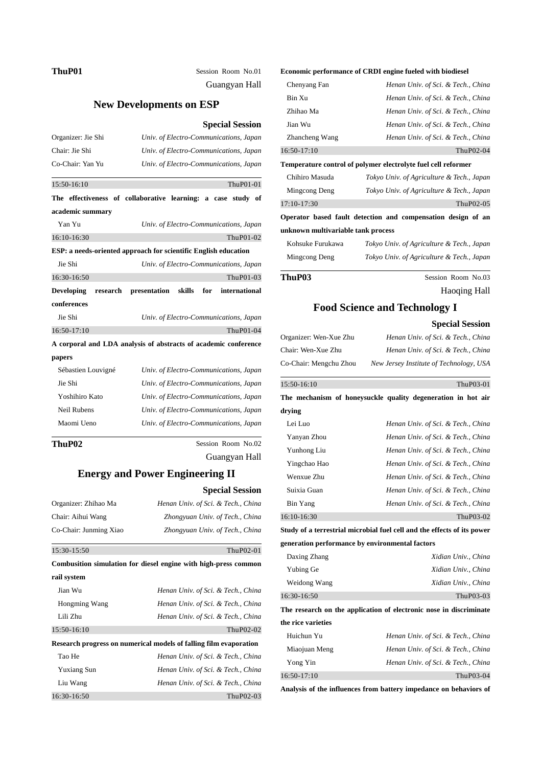**ThuP01** Session Room No.01

Guangyan Hall

## New Developments on ESP

**Special Session**

Organizer: Jie Shi — *Univ. of Electro-Communications, Japan*

Chair: Jie Shi — *Univ. of Electro-Communications, Japan*

Co-Chair: Yan Yu — *Univ. of Electro-Communications, Japan*

15:50-16:10 ThuP01-01

**The effectiveness of collaborative learning: a case study of academic summary**

Yan Yu — *Univ. of Electro-Communications, Japan*

16:10-16:30 ThuP01-02

**ESP: a needs-oriented approach for scientific English education**

Jie Shi — *Univ. of Electro-Communications, Japan*

16:30-16:50 ThuP01-03

**Developing research presentation skills for international conferences**

Jie Shi — *Univ. of Electro-Communications, Japan*

16:50-17:10 ThuP01-04

**A corporal and LDA analysis of abstracts of academic conference papers**

Sébastien Louvigné — *Univ. of Electro-Communications, Japan*

Jie Shi — *Univ. of Electro-Communications, Japan*

Yoshihiro Kato — *Univ. of Electro-Communications, Japan*

Neil Rubens — *Univ. of Electro-Communications, Japan*

Maomi Ueno — *Univ. of Electro-Communications, Japan*

**ThuP02** Session Room No.02

Guangyan Hall

## Energy and Power Engineering II

**Special Session**

Organizer: Zhihao Ma — *Henan Univ. of Sci. & Tech., China*

Chair: Aihui Wang — *Zhongyuan Univ. of Tech., China*

Co-Chair: Junming Xiao — *Zhongyuan Univ. of Tech., China*

15:30-15:50 ThuP02-01

**Combusition simulation for diesel engine with high-press common rail system**

Jian Wu — *Henan Univ. of Sci. & Tech., China*

Hongming Wang — *Henan Univ. of Sci. & Tech., China*

Lili Zhu — *Henan Univ. of Sci. & Tech., China*

15:50-16:10 ThuP02-02

**Research progress on numerical models of falling film evaporation**

Tao He — *Henan Univ. of Sci. & Tech., China*

Yuxiang Sun — *Henan Univ. of Sci. & Tech., China*

Liu Wang — *Henan Univ. of Sci. & Tech., China*

16:30-16:50 ThuP02-03

**Economic performance of CRDI engine fueled with biodiesel**

Chenyang Fan — *Henan Univ. of Sci. & Tech., China*

Bin Xu — *Henan Univ. of Sci. & Tech., China*

Zhihao Ma — *Henan Univ. of Sci. & Tech., China*

Jian Wu — *Henan Univ. of Sci. & Tech., China*

Zhancheng Wang — *Henan Univ. of Sci. & Tech., China*

16:50-17:10 ThuP02-04

**Temperature control of polymer electrolyte fuel cell reformer**

Chihiro Masuda — *Tokyo Univ. of Agriculture & Tech., Japan*

Mingcong Deng — *Tokyo Univ. of Agriculture & Tech., Japan*

17:10-17:30 ThuP02-05

**Operator based fault detection and compensation design of an unknown multivariable tank process**

Kohsuke Furukawa — *Tokyo Univ. of Agriculture & Tech., Japan*

Mingcong Deng — *Tokyo Univ. of Agriculture & Tech., Japan*

**ThuP03** Session Room No.03

Haoqing Hall

## Food Science and Technology I

**Special Session**

Organizer: Wen-Xue Zhu — *Henan Univ. of Sci. & Tech., China*

Chair: Wen-Xue Zhu — *Henan Univ. of Sci. & Tech., China*

Co-Chair: Mengchu Zhou — *New Jersey Institute of Technology, USA*

15:50-16:10 ThuP03-01

**The mechanism of honeysuckle quality degeneration in hot air drying**

Lei Luo — *Henan Univ. of Sci. & Tech., China*

Yanyan Zhou — *Henan Univ. of Sci. & Tech., China*

Yunhong Liu — *Henan Univ. of Sci. & Tech., China*

Yingchao Hao — *Henan Univ. of Sci. & Tech., China*

Wenxue Zhu — *Henan Univ. of Sci. & Tech., China*

Suixia Guan — *Henan Univ. of Sci. & Tech., China*

Bin Yang — *Henan Univ. of Sci. & Tech., China*

16:10-16:30 ThuP03-02

**Study of a terrestrial microbial fuel cell and the effects of its power generation performance by environmental factors**

Daxing Zhang — *Xidian Univ., China*

Yubing Ge — *Xidian Univ., China*

Weidong Wang — *Xidian Univ., China*

16:30-16:50 ThuP03-03

**The research on the application of electronic nose in discriminate the rice varieties**

Huichun Yu — *Henan Univ. of Sci. & Tech., China*

Miaojuan Meng — *Henan Univ. of Sci. & Tech., China*

Yong Yin — *Henan Univ. of Sci. & Tech., China*

16:50-17:10 ThuP03-04

**Analysis of the influences from battery impedance on behaviors of**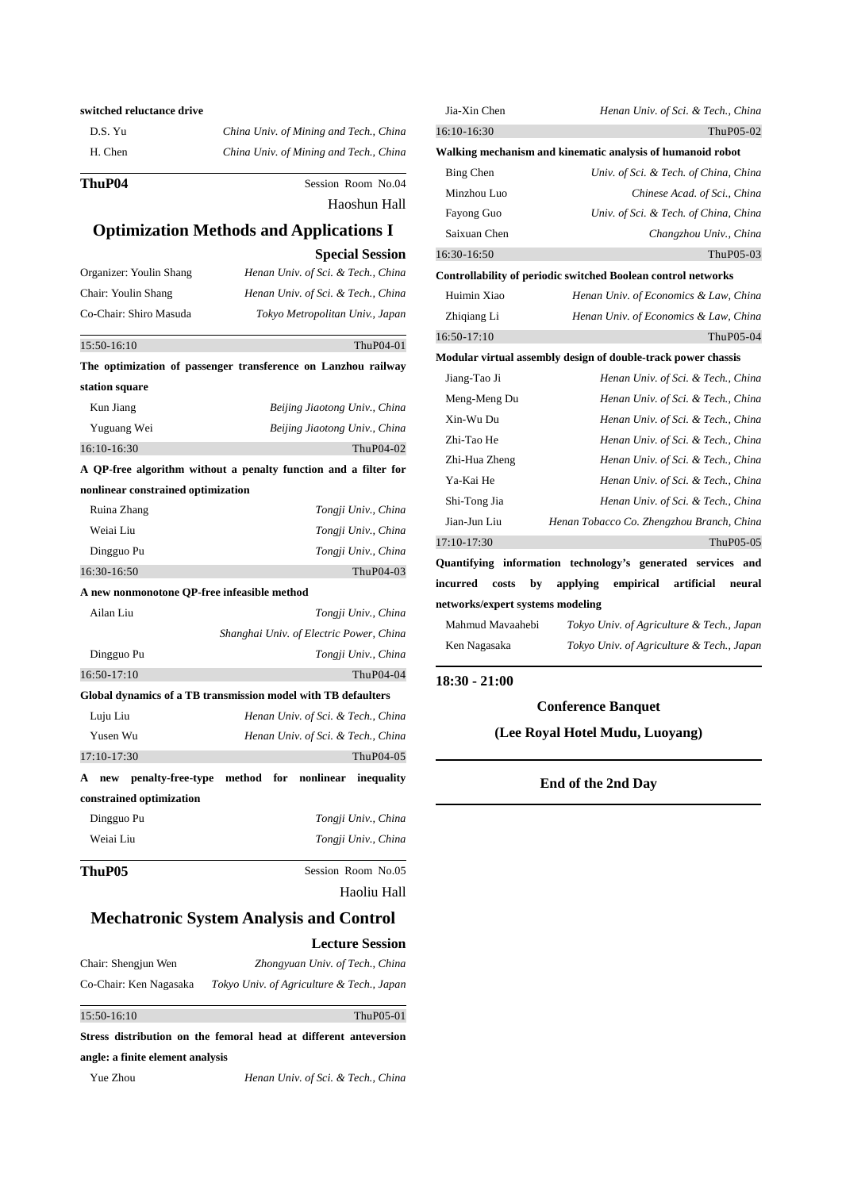**switched reluctance drive**

D.S. Yu — *China Univ. of Mining and Tech., China*

H. Chen — *China Univ. of Mining and Tech., China*

---

**ThuP04** Session Room No.04

Haoshun Hall

## Optimization Methods and Applications I

**Special Session**

Organizer: Youlin Shang — *Henan Univ. of Sci. & Tech., China*

Chair: Youlin Shang — *Henan Univ. of Sci. & Tech., China*

Co-Chair: Shiro Masuda — *Tokyo Metropolitan Univ., Japan*

---

15:50-16:10 ThuP04-01

**The optimization of passenger transference on Lanzhou railway station square**

Kun Jiang — *Beijing Jiaotong Univ., China*

Yuguang Wei — *Beijing Jiaotong Univ., China*

16:10-16:30 ThuP04-02

**A QP-free algorithm without a penalty function and a filter for nonlinear constrained optimization**

Ruina Zhang — *Tongji Univ., China*

Weiai Liu — *Tongji Univ., China*

Dingguo Pu — *Tongji Univ., China*

16:30-16:50 ThuP04-03

**A new nonmonotone QP-free infeasible method**

Ailan Liu — *Tongji Univ., China*

*Shanghai Univ. of Electric Power, China*

Dingguo Pu — *Tongji Univ., China*

16:50-17:10 ThuP04-04

**Global dynamics of a TB transmission model with TB defaulters**

Luju Liu — *Henan Univ. of Sci. & Tech., China*

Yusen Wu — *Henan Univ. of Sci. & Tech., China*

17:10-17:30 ThuP04-05

**A new penalty-free-type method for nonlinear inequality constrained optimization**

Dingguo Pu — *Tongji Univ., China*

Weiai Liu — *Tongji Univ., China*

---

**ThuP05** Session Room No.05

Haoliu Hall

## Mechatronic System Analysis and Control

**Lecture Session**

Chair: Shengjun Wen — *Zhongyuan Univ. of Tech., China*

Co-Chair: Ken Nagasaka — *Tokyo Univ. of Agriculture & Tech., Japan*

---

15:50-16:10 ThuP05-01

**Stress distribution on the femoral head at different anteversion angle: a finite element analysis**

Yue Zhou — *Henan Univ. of Sci. & Tech., China*

Jia-Xin Chen — *Henan Univ. of Sci. & Tech., China*

16:10-16:30 ThuP05-02

**Walking mechanism and kinematic analysis of humanoid robot**

Bing Chen — *Univ. of Sci. & Tech. of China, China*

Minzhou Luo — *Chinese Acad. of Sci., China*

Fayong Guo — *Univ. of Sci. & Tech. of China, China*

Saixuan Chen — *Changzhou Univ., China*

16:30-16:50 ThuP05-03

**Controllability of periodic switched Boolean control networks**

Huimin Xiao — *Henan Univ. of Economics & Law, China*

Zhiqiang Li — *Henan Univ. of Economics & Law, China*

16:50-17:10 ThuP05-04

**Modular virtual assembly design of double-track power chassis**

Jiang-Tao Ji — *Henan Univ. of Sci. & Tech., China*

Meng-Meng Du — *Henan Univ. of Sci. & Tech., China*

Xin-Wu Du — *Henan Univ. of Sci. & Tech., China*

Zhi-Tao He — *Henan Univ. of Sci. & Tech., China*

Zhi-Hua Zheng — *Henan Univ. of Sci. & Tech., China*

Ya-Kai He — *Henan Univ. of Sci. & Tech., China*

Shi-Tong Jia — *Henan Univ. of Sci. & Tech., China*

Jian-Jun Liu — *Henan Tobacco Co. Zhengzhou Branch, China*

17:10-17:30 ThuP05-05

**Quantifying information technology's generated services and incurred costs by applying empirical artificial neural networks/expert systems modeling**

Mahmud Mavaahebi — *Tokyo Univ. of Agriculture & Tech., Japan*

Ken Nagasaka — *Tokyo Univ. of Agriculture & Tech., Japan*

---

**18:30 - 21:00**

**Conference Banquet**

**(Lee Royal Hotel Mudu, Luoyang)**

---

**End of the 2nd Day**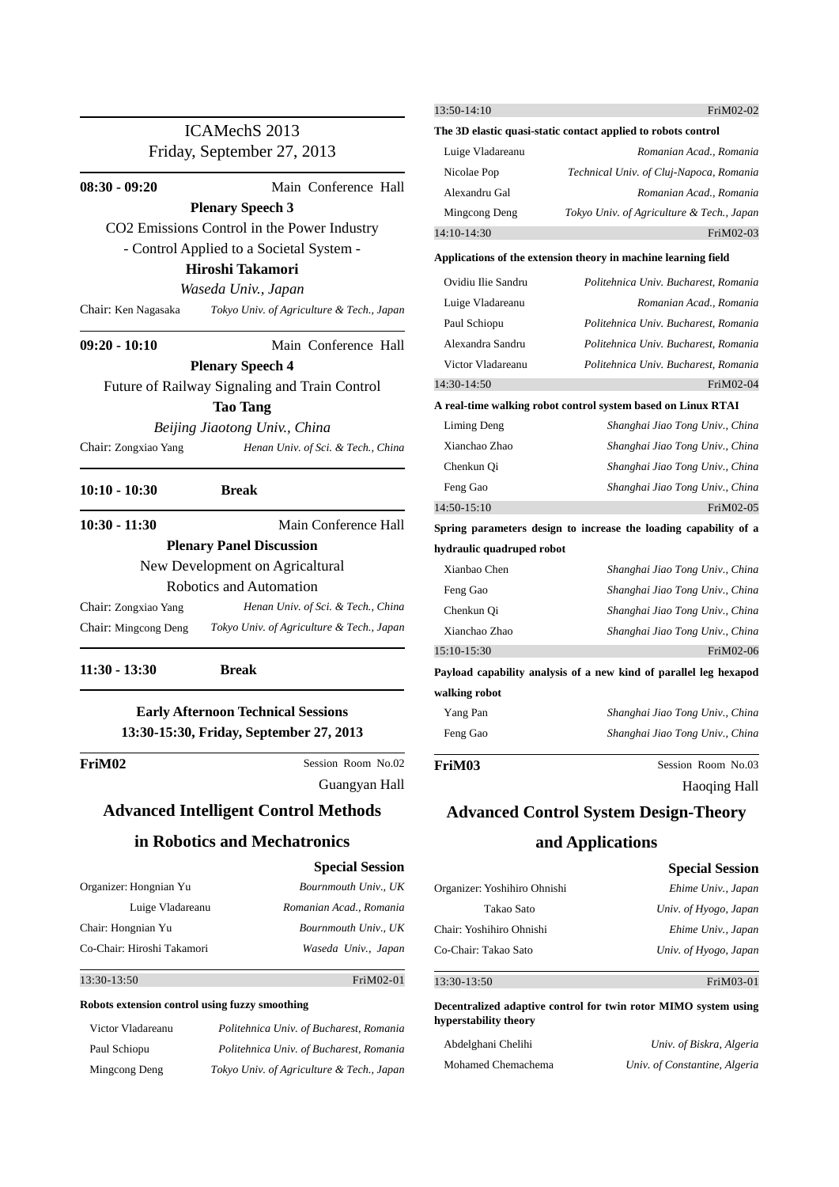ICAMechS 2013
Friday, September 27, 2013

**08:30 - 09:20** Main Conference Hall

**Plenary Speech 3**

$CO_2$ Emissions Control in the Power Industry
- Control Applied to a Societal System -

**Hiroshi Takamori**

*Waseda Univ., Japan*

Chair: Ken Nagasaka *Tokyo Univ. of Agriculture & Tech., Japan*

**09:20 - 10:10** Main Conference Hall

**Plenary Speech 4**

Future of Railway Signaling and Train Control

**Tao Tang**

*Beijing Jiaotong Univ., China*

Chair: Zongxiao Yang *Henan Univ. of Sci. & Tech., China*

**10:10 - 10:30** **Break**

**10:30 - 11:30** Main Conference Hall

**Plenary Panel Discussion**

New Development on Agricaltural Robotics and Automation

Chair: Zongxiao Yang *Henan Univ. of Sci. & Tech., China*
Chair: Mingcong Deng *Tokyo Univ. of Agriculture & Tech., Japan*

**11:30 - 13:30** **Break**

**Early Afternoon Technical Sessions**
**13:30-15:30, Friday, September 27, 2013**

**FriM02** Session Room No.02
Guangyan Hall

## Advanced Intelligent Control Methods in Robotics and Mechatronics

**Special Session**

Organizer: Hongnian Yu *Bournmouth Univ., UK*
Luige Vladareanu *Romanian Acad., Romania*
Chair: Hongnian Yu *Bournmouth Univ., UK*
Co-Chair: Hiroshi Takamori *Waseda Univ., Japan*

13:30-13:50 FriM02-01

**Robots extension control using fuzzy smoothing**

Victor Vladareanu *Politehnica Univ. of Bucharest, Romania*
Paul Schiopu *Politehnica Univ. of Bucharest, Romania*
Mingcong Deng *Tokyo Univ. of Agriculture & Tech., Japan*

13:50-14:10 FriM02-02

**The 3D elastic quasi-static contact applied to robots control**

Luige Vladareanu *Romanian Acad., Romania*
Nicolae Pop *Technical Univ. of Cluj-Napoca, Romania*
Alexandru Gal *Romanian Acad., Romania*
Mingcong Deng *Tokyo Univ. of Agriculture & Tech., Japan*

14:10-14:30 FriM02-03

**Applications of the extension theory in machine learning field**

Ovidiu Ilie Sandru *Politehnica Univ. Bucharest, Romania*
Luige Vladareanu *Romanian Acad., Romania*
Paul Schiopu *Politehnica Univ. Bucharest, Romania*
Alexandra Sandru *Politehnica Univ. Bucharest, Romania*
Victor Vladareanu *Politehnica Univ. Bucharest, Romania*

14:30-14:50 FriM02-04

**A real-time walking robot control system based on Linux RTAI**

Liming Deng *Shanghai Jiao Tong Univ., China*
Xianchao Zhao *Shanghai Jiao Tong Univ., China*
Chenkun Qi *Shanghai Jiao Tong Univ., China*
Feng Gao *Shanghai Jiao Tong Univ., China*

14:50-15:10 FriM02-05

**Spring parameters design to increase the loading capability of a hydraulic quadruped robot**

Xianbao Chen *Shanghai Jiao Tong Univ., China*
Feng Gao *Shanghai Jiao Tong Univ., China*
Chenkun Qi *Shanghai Jiao Tong Univ., China*
Xianchao Zhao *Shanghai Jiao Tong Univ., China*

15:10-15:30 FriM02-06

**Payload capability analysis of a new kind of parallel leg hexapod walking robot**

Yang Pan *Shanghai Jiao Tong Univ., China*
Feng Gao *Shanghai Jiao Tong Univ., China*

**FriM03** Session Room No.03
Haoqing Hall

## Advanced Control System Design-Theory and Applications

**Special Session**

Organizer: Yoshihiro Ohnishi *Ehime Univ., Japan*
Takao Sato *Univ. of Hyogo, Japan*
Chair: Yoshihiro Ohnishi *Ehime Univ., Japan*
Co-Chair: Takao Sato *Univ. of Hyogo, Japan*

13:30-13:50 FriM03-01

**Decentralized adaptive control for twin rotor MIMO system using hyperstability theory**

Abdelghani Chelihi *Univ. of Biskra, Algeria*
Mohamed Chemachema *Univ. of Constantine, Algeria*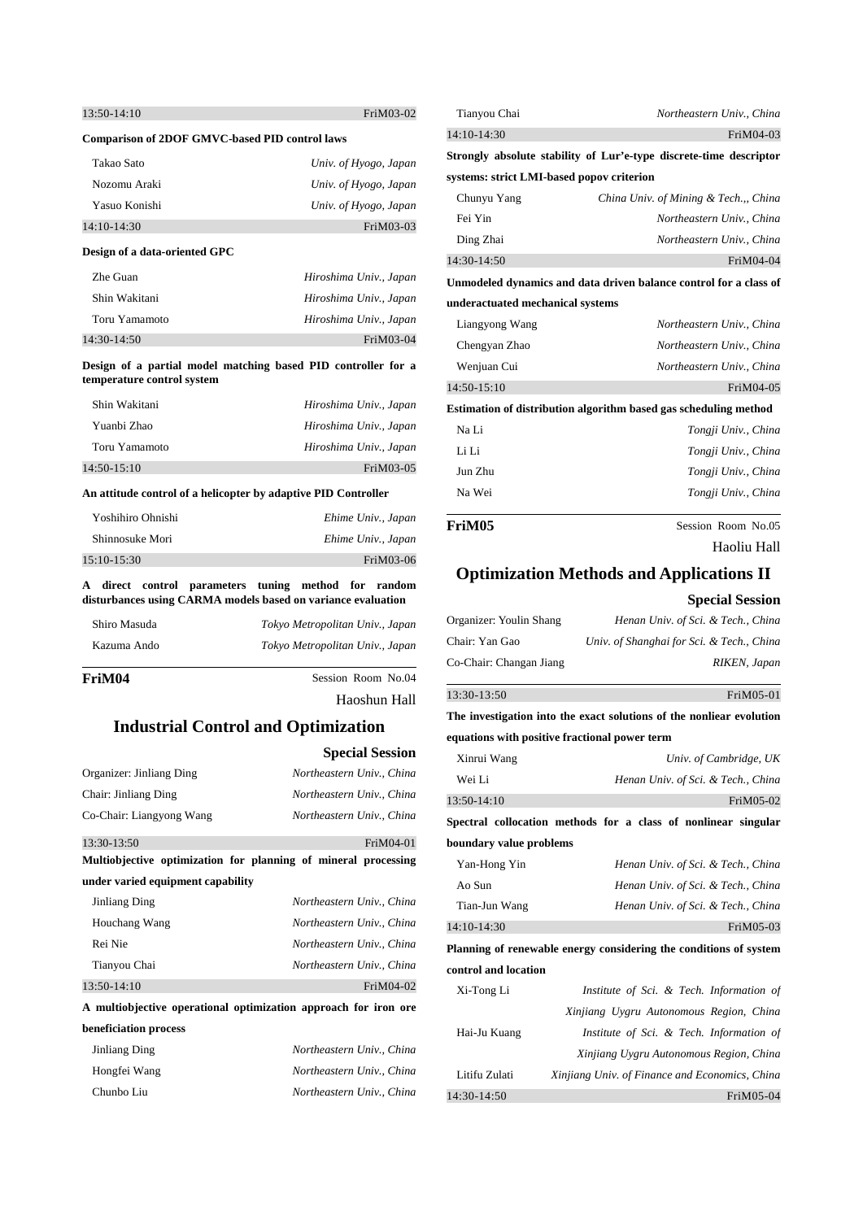13:50-14:10 FriM03-02

**Comparison of 2DOF GMVC-based PID control laws**

Takao Sato — *Univ. of Hyogo, Japan*
Nozomu Araki — *Univ. of Hyogo, Japan*
Yasuo Konishi — *Univ. of Hyogo, Japan*

14:10-14:30 FriM03-03

**Design of a data-oriented GPC**

Zhe Guan — *Hiroshima Univ., Japan*
Shin Wakitani — *Hiroshima Univ., Japan*
Toru Yamamoto — *Hiroshima Univ., Japan*

14:30-14:50 FriM03-04

**Design of a partial model matching based PID controller for a temperature control system**

Shin Wakitani — *Hiroshima Univ., Japan*
Yuanbi Zhao — *Hiroshima Univ., Japan*
Toru Yamamoto — *Hiroshima Univ., Japan*

14:50-15:10 FriM03-05

**An attitude control of a helicopter by adaptive PID Controller**

Yoshihiro Ohnishi — *Ehime Univ., Japan*
Shinnosuke Mori — *Ehime Univ., Japan*

15:10-15:30 FriM03-06

**A direct control parameters tuning method for random disturbances using CARMA models based on variance evaluation**

Shiro Masuda — *Tokyo Metropolitan Univ., Japan*
Kazuma Ando — *Tokyo Metropolitan Univ., Japan*

---

**FriM04** Session Room No.04
Haoshun Hall

## Industrial Control and Optimization

**Special Session**

Organizer: Jinliang Ding — *Northeastern Univ., China*
Chair: Jinliang Ding — *Northeastern Univ., China*
Co-Chair: Liangyong Wang — *Northeastern Univ., China*

13:30-13:50 FriM04-01

**Multiobjective optimization for planning of mineral processing under varied equipment capability**

Jinliang Ding — *Northeastern Univ., China*
Houchang Wang — *Northeastern Univ., China*
Rei Nie — *Northeastern Univ., China*
Tianyou Chai — *Northeastern Univ., China*

13:50-14:10 FriM04-02

**A multiobjective operational optimization approach for iron ore beneficiation process**

Jinliang Ding — *Northeastern Univ., China*
Hongfei Wang — *Northeastern Univ., China*
Chunbo Liu — *Northeastern Univ., China*
Tianyou Chai — *Northeastern Univ., China*

14:10-14:30 FriM04-03

**Strongly absolute stability of Lur'e-type discrete-time descriptor systems: strict LMI-based popov criterion**

Chunyu Yang — *China Univ. of Mining & Tech.,, China*
Fei Yin — *Northeastern Univ., China*
Ding Zhai — *Northeastern Univ., China*

14:30-14:50 FriM04-04

**Unmodeled dynamics and data driven balance control for a class of underactuated mechanical systems**

Liangyong Wang — *Northeastern Univ., China*
Chengyan Zhao — *Northeastern Univ., China*
Wenjuan Cui — *Northeastern Univ., China*

14:50-15:10 FriM04-05

**Estimation of distribution algorithm based gas scheduling method**

Na Li — *Tongji Univ., China*
Li Li — *Tongji Univ., China*
Jun Zhu — *Tongji Univ., China*
Na Wei — *Tongji Univ., China*

---

**FriM05** Session Room No.05
Haoliu Hall

## Optimization Methods and Applications II

**Special Session**

Organizer: Youlin Shang — *Henan Univ. of Sci. & Tech., China*
Chair: Yan Gao — *Univ. of Shanghai for Sci. & Tech., China*
Co-Chair: Changan Jiang — *RIKEN, Japan*

13:30-13:50 FriM05-01

**The investigation into the exact solutions of the nonliear evolution equations with positive fractional power term**

Xinrui Wang — *Univ. of Cambridge, UK*
Wei Li — *Henan Univ. of Sci. & Tech., China*

13:50-14:10 FriM05-02

**Spectral collocation methods for a class of nonlinear singular boundary value problems**

Yan-Hong Yin — *Henan Univ. of Sci. & Tech., China*
Ao Sun — *Henan Univ. of Sci. & Tech., China*
Tian-Jun Wang — *Henan Univ. of Sci. & Tech., China*

14:10-14:30 FriM05-03

**Planning of renewable energy considering the conditions of system control and location**

Xi-Tong Li — *Institute of Sci. & Tech. Information of Xinjiang Uygru Autonomous Region, China*
Hai-Ju Kuang — *Institute of Sci. & Tech. Information of Xinjiang Uygru Autonomous Region, China*
Litifu Zulati — *Xinjiang Univ. of Finance and Economics, China*

14:30-14:50 FriM05-04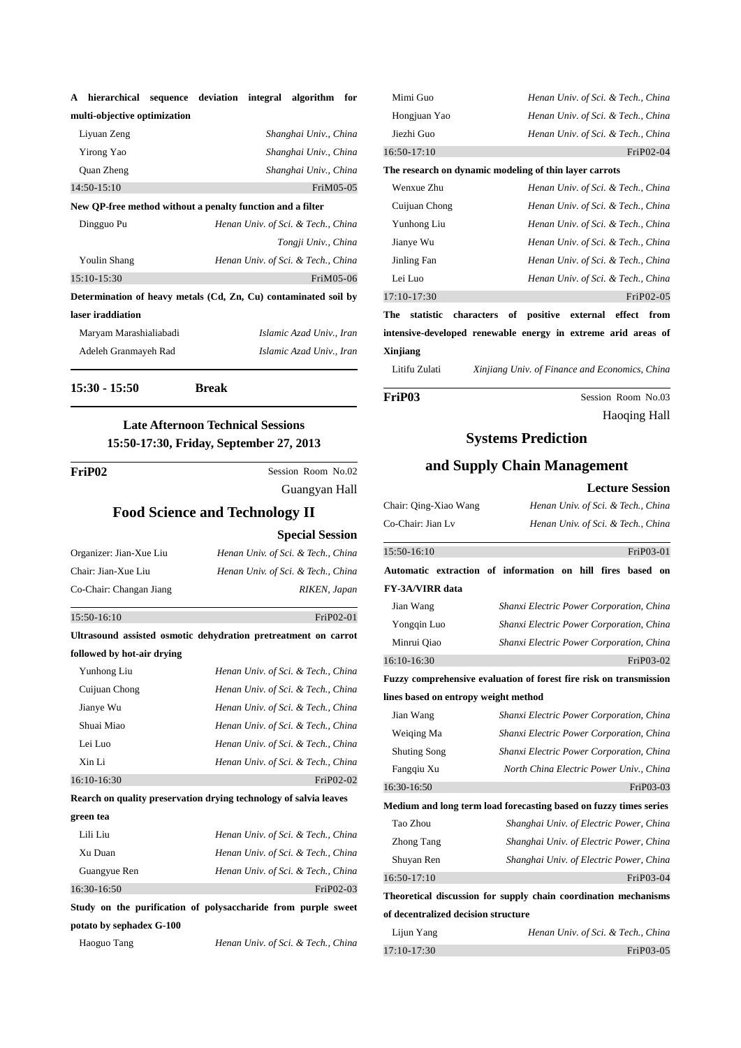**A hierarchical sequence deviation integral algorithm for multi-objective optimization**

| | |
|---|---|
| Liyuan Zeng | *Shanghai Univ., China* |
| Yirong Yao | *Shanghai Univ., China* |
| Quan Zheng | *Shanghai Univ., China* |

14:50-15:10 FriM05-05

**New QP-free method without a penalty function and a filter**

| | |
|---|---|
| Dingguo Pu | *Henan Univ. of Sci. & Tech., China* |
| | *Tongji Univ., China* |
| Youlin Shang | *Henan Univ. of Sci. & Tech., China* |

15:10-15:30 FriM05-06

**Determination of heavy metals (Cd, Zn, Cu) contaminated soil by laser iraddiation**

| | |
|---|---|
| Maryam Marashialiabadi | *Islamic Azad Univ., Iran* |
| Adeleh Granmayeh Rad | *Islamic Azad Univ., Iran* |

**15:30 - 15:50 Break**

## Late Afternoon Technical Sessions
## 15:50-17:30, Friday, September 27, 2013

**FriP02** Session Room No.02
Guangyan Hall

## Food Science and Technology II

**Special Session**

| | |
|---|---|
| Organizer: Jian-Xue Liu | *Henan Univ. of Sci. & Tech., China* |
| Chair: Jian-Xue Liu | *Henan Univ. of Sci. & Tech., China* |
| Co-Chair: Changan Jiang | *RIKEN, Japan* |

15:50-16:10 FriP02-01

**Ultrasound assisted osmotic dehydration pretreatment on carrot followed by hot-air drying**

| | |
|---|---|
| Yunhong Liu | *Henan Univ. of Sci. & Tech., China* |
| Cuijuan Chong | *Henan Univ. of Sci. & Tech., China* |
| Jianye Wu | *Henan Univ. of Sci. & Tech., China* |
| Shuai Miao | *Henan Univ. of Sci. & Tech., China* |
| Lei Luo | *Henan Univ. of Sci. & Tech., China* |
| Xin Li | *Henan Univ. of Sci. & Tech., China* |

16:10-16:30 FriP02-02

**Rearch on quality preservation drying technology of salvia leaves green tea**

| | |
|---|---|
| Lili Liu | *Henan Univ. of Sci. & Tech., China* |
| Xu Duan | *Henan Univ. of Sci. & Tech., China* |
| Guangyue Ren | *Henan Univ. of Sci. & Tech., China* |

16:30-16:50 FriP02-03

**Study on the purification of polysaccharide from purple sweet potato by sephadex G-100**

| | |
|---|---|
| Haoguo Tang | *Henan Univ. of Sci. & Tech., China* |
| Mimi Guo | *Henan Univ. of Sci. & Tech., China* |
| Hongjuan Yao | *Henan Univ. of Sci. & Tech., China* |
| Jiezhi Guo | *Henan Univ. of Sci. & Tech., China* |

16:50-17:10 FriP02-04

**The research on dynamic modeling of thin layer carrots**

| | |
|---|---|
| Wenxue Zhu | *Henan Univ. of Sci. & Tech., China* |
| Cuijuan Chong | *Henan Univ. of Sci. & Tech., China* |
| Yunhong Liu | *Henan Univ. of Sci. & Tech., China* |
| Jianye Wu | *Henan Univ. of Sci. & Tech., China* |
| Jinling Fan | *Henan Univ. of Sci. & Tech., China* |
| Lei Luo | *Henan Univ. of Sci. & Tech., China* |

17:10-17:30 FriP02-05

**The statistic characters of positive external effect from intensive-developed renewable energy in extreme arid areas of Xinjiang**

| | |
|---|---|
| Litifu Zulati | *Xinjiang Univ. of Finance and Economics, China* |

**FriP03** Session Room No.03
Haoqing Hall

## Systems Prediction and Supply Chain Management

**Lecture Session**

| | |
|---|---|
| Chair: Qing-Xiao Wang | *Henan Univ. of Sci. & Tech., China* |
| Co-Chair: Jian Lv | *Henan Univ. of Sci. & Tech., China* |

15:50-16:10 FriP03-01

**Automatic extraction of information on hill fires based on FY-3A/VIRR data**

| | |
|---|---|
| Jian Wang | *Shanxi Electric Power Corporation, China* |
| Yongqin Luo | *Shanxi Electric Power Corporation, China* |
| Minrui Qiao | *Shanxi Electric Power Corporation, China* |

16:10-16:30 FriP03-02

**Fuzzy comprehensive evaluation of forest fire risk on transmission lines based on entropy weight method**

| | |
|---|---|
| Jian Wang | *Shanxi Electric Power Corporation, China* |
| Weiqing Ma | *Shanxi Electric Power Corporation, China* |
| Shuting Song | *Shanxi Electric Power Corporation, China* |
| Fangqiu Xu | *North China Electric Power Univ., China* |

16:30-16:50 FriP03-03

**Medium and long term load forecasting based on fuzzy times series**

| | |
|---|---|
| Tao Zhou | *Shanghai Univ. of Electric Power, China* |
| Zhong Tang | *Shanghai Univ. of Electric Power, China* |
| Shuyan Ren | *Shanghai Univ. of Electric Power, China* |

16:50-17:10 FriP03-04

**Theoretical discussion for supply chain coordination mechanisms of decentralized decision structure**

| | |
|---|---|
| Lijun Yang | *Henan Univ. of Sci. & Tech., China* |

17:10-17:30 FriP03-05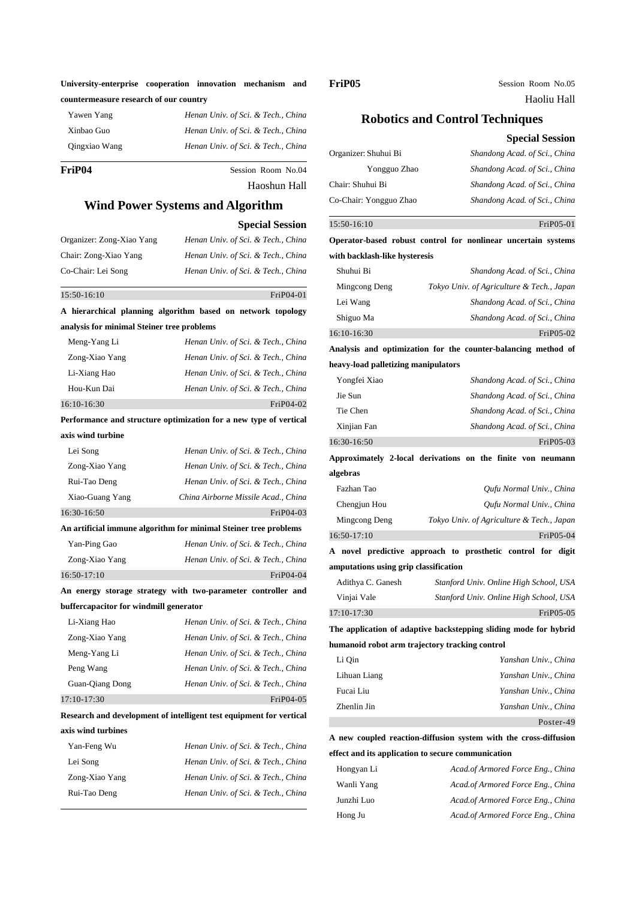**University-enterprise cooperation innovation mechanism and countermeasure research of our country**

| | |
|---|---|
| Yawen Yang | *Henan Univ. of Sci. & Tech., China* |
| Xinbao Guo | *Henan Univ. of Sci. & Tech., China* |
| Qingxiao Wang | *Henan Univ. of Sci. & Tech., China* |

**FriP04** Session Room No.04

Haoshun Hall

## Wind Power Systems and Algorithm

**Special Session**

| | |
|---|---|
| Organizer: Zong-Xiao Yang | *Henan Univ. of Sci. & Tech., China* |
| Chair: Zong-Xiao Yang | *Henan Univ. of Sci. & Tech., China* |
| Co-Chair: Lei Song | *Henan Univ. of Sci. & Tech., China* |

15:50-16:10 FriP04-01

**A hierarchical planning algorithm based on network topology analysis for minimal Steiner tree problems**

| | |
|---|---|
| Meng-Yang Li | *Henan Univ. of Sci. & Tech., China* |
| Zong-Xiao Yang | *Henan Univ. of Sci. & Tech., China* |
| Li-Xiang Hao | *Henan Univ. of Sci. & Tech., China* |
| Hou-Kun Dai | *Henan Univ. of Sci. & Tech., China* |

16:10-16:30 FriP04-02

**Performance and structure optimization for a new type of vertical axis wind turbine**

| | |
|---|---|
| Lei Song | *Henan Univ. of Sci. & Tech., China* |
| Zong-Xiao Yang | *Henan Univ. of Sci. & Tech., China* |
| Rui-Tao Deng | *Henan Univ. of Sci. & Tech., China* |
| Xiao-Guang Yang | *China Airborne Missile Acad., China* |

16:30-16:50 FriP04-03

**An artificial immune algorithm for minimal Steiner tree problems**

| | |
|---|---|
| Yan-Ping Gao | *Henan Univ. of Sci. & Tech., China* |
| Zong-Xiao Yang | *Henan Univ. of Sci. & Tech., China* |

16:50-17:10 FriP04-04

**An energy storage strategy with two-parameter controller and buffercapacitor for windmill generator**

| | |
|---|---|
| Li-Xiang Hao | *Henan Univ. of Sci. & Tech., China* |
| Zong-Xiao Yang | *Henan Univ. of Sci. & Tech., China* |
| Meng-Yang Li | *Henan Univ. of Sci. & Tech., China* |
| Peng Wang | *Henan Univ. of Sci. & Tech., China* |
| Guan-Qiang Dong | *Henan Univ. of Sci. & Tech., China* |

17:10-17:30 FriP04-05

**Research and development of intelligent test equipment for vertical axis wind turbines**

| | |
|---|---|
| Yan-Feng Wu | *Henan Univ. of Sci. & Tech., China* |
| Lei Song | *Henan Univ. of Sci. & Tech., China* |
| Zong-Xiao Yang | *Henan Univ. of Sci. & Tech., China* |
| Rui-Tao Deng | *Henan Univ. of Sci. & Tech., China* |

**FriP05** Session Room No.05

Haoliu Hall

## Robotics and Control Techniques

**Special Session**

| | |
|---|---|
| Organizer: Shuhui Bi | *Shandong Acad. of Sci., China* |
| Yongguo Zhao | *Shandong Acad. of Sci., China* |
| Chair: Shuhui Bi | *Shandong Acad. of Sci., China* |
| Co-Chair: Yongguo Zhao | *Shandong Acad. of Sci., China* |

15:50-16:10 FriP05-01

**Operator-based robust control for nonlinear uncertain systems with backlash-like hysteresis**

| | |
|---|---|
| Shuhui Bi | *Shandong Acad. of Sci., China* |
| Mingcong Deng | *Tokyo Univ. of Agriculture & Tech., Japan* |
| Lei Wang | *Shandong Acad. of Sci., China* |
| Shiguo Ma | *Shandong Acad. of Sci., China* |

16:10-16:30 FriP05-02

**Analysis and optimization for the counter-balancing method of heavy-load palletizing manipulators**

| | |
|---|---|
| Yongfei Xiao | *Shandong Acad. of Sci., China* |
| Jie Sun | *Shandong Acad. of Sci., China* |
| Tie Chen | *Shandong Acad. of Sci., China* |
| Xinjian Fan | *Shandong Acad. of Sci., China* |

16:30-16:50 FriP05-03

**Approximately 2-local derivations on the finite von neumann algebras**

| | |
|---|---|
| Fazhan Tao | *Qufu Normal Univ., China* |
| Chengjun Hou | *Qufu Normal Univ., China* |
| Mingcong Deng | *Tokyo Univ. of Agriculture & Tech., Japan* |

16:50-17:10 FriP05-04

**A novel predictive approach to prosthetic control for digit amputations using grip classification**

| | |
|---|---|
| Adithya C. Ganesh | *Stanford Univ. Online High School, USA* |
| Vinjai Vale | *Stanford Univ. Online High School, USA* |

17:10-17:30 FriP05-05

**The application of adaptive backstepping sliding mode for hybrid humanoid robot arm trajectory tracking control**

| | |
|---|---|
| Li Qin | *Yanshan Univ., China* |
| Lihuan Liang | *Yanshan Univ., China* |
| Fucai Liu | *Yanshan Univ., China* |
| Zhenlin Jin | *Yanshan Univ., China* |

Poster-49

**A new coupled reaction-diffusion system with the cross-diffusion effect and its application to secure communication**

| | |
|---|---|
| Hongyan Li | *Acad.of Armored Force Eng., China* |
| Wanli Yang | *Acad.of Armored Force Eng., China* |
| Junzhi Luo | *Acad.of Armored Force Eng., China* |
| Hong Ju | *Acad.of Armored Force Eng., China* |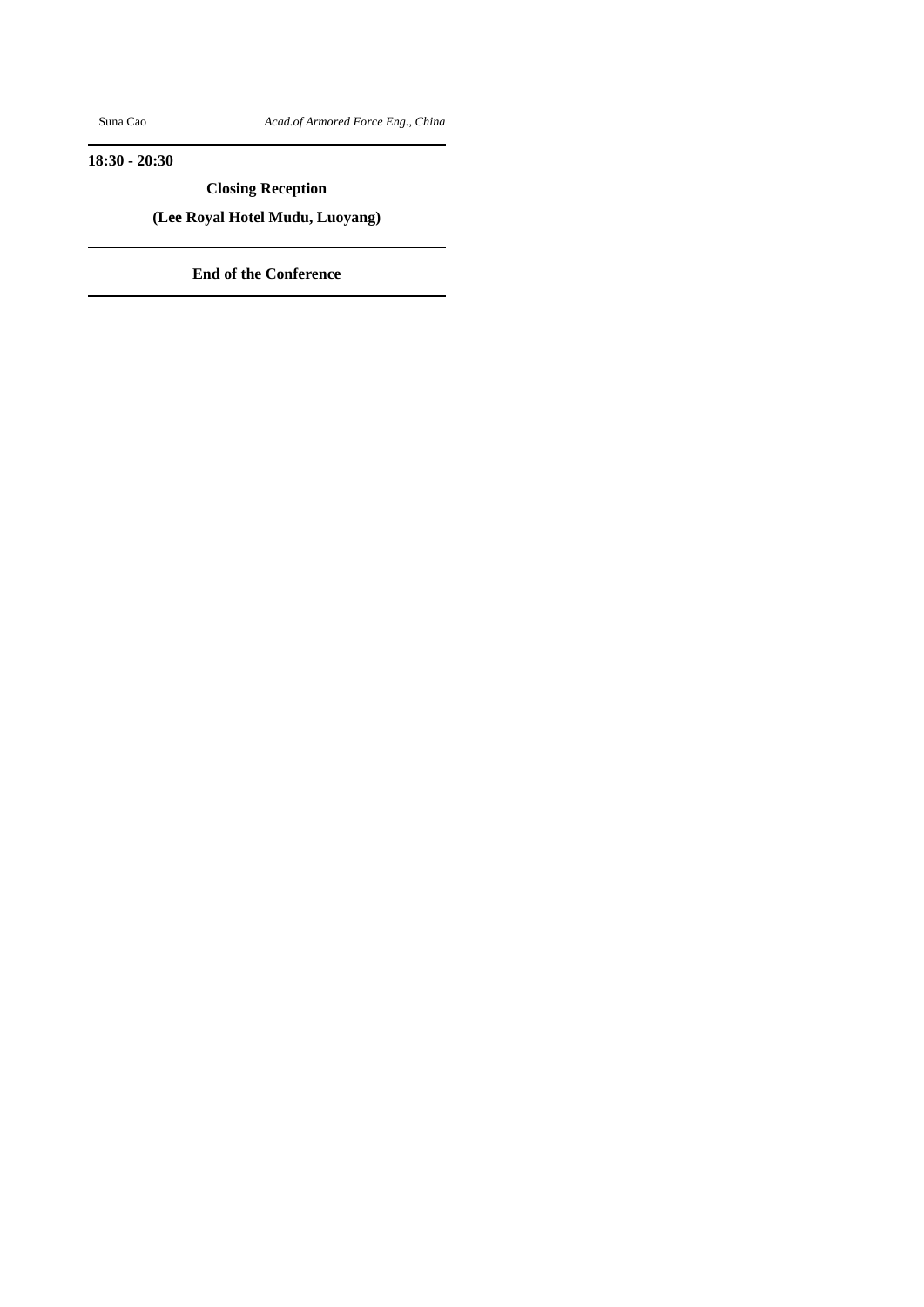| | |
|---|---|
| Suna Cao | *Acad.of Armored Force Eng., China* |

---

**18:30 - 20:30**

**Closing Reception**

**(Lee Royal Hotel Mudu, Luoyang)**

---

**End of the Conference**

---